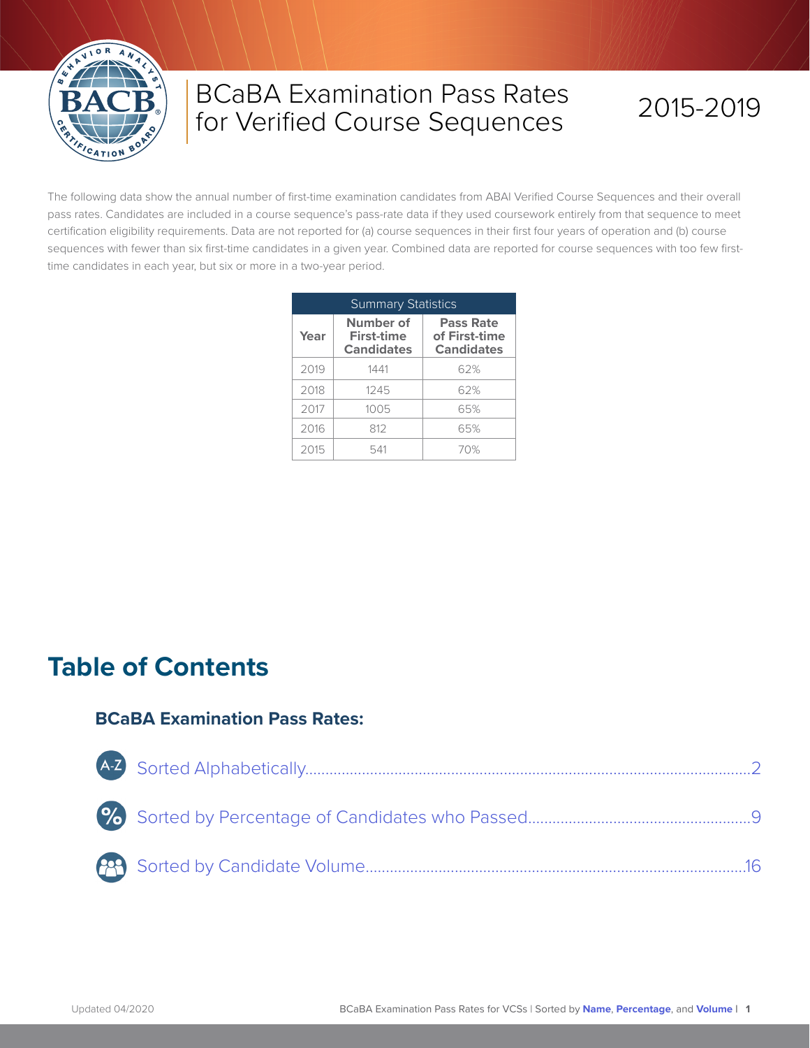# BCaBA Examination Pass Rates for Verified Course Sequences 2015-2019

The following data show the annual number of first-time examination candidates from ABAI Verified Course Sequences and their overall pass rates. Candidates are included in a course sequence's pass-rate data if they used coursework entirely from that sequence to meet certification eligibility requirements. Data are not reported for (a) course sequences in their first four years of operation and (b) course sequences with fewer than six first-time candidates in a given year. Combined data are reported for course sequences with too few first-time candidates in each year, but six or more in a two-year period.

| Summary Statistics | | |
|---|---|---|
| **Year** | **Number of First-time Candidates** | **Pass Rate of First-time Candidates** |
| 2019 | 1441 | 62% |
| 2018 | 1245 | 62% |
| 2017 | 1005 | 65% |
| 2016 | 812 | 65% |
| 2015 | 541 | 70% |

## Table of Contents

### BCaBA Examination Pass Rates:

- A-Z Sorted Alphabetically........2
- % Sorted by Percentage of Candidates who Passed........9
- Sorted by Candidate Volume........16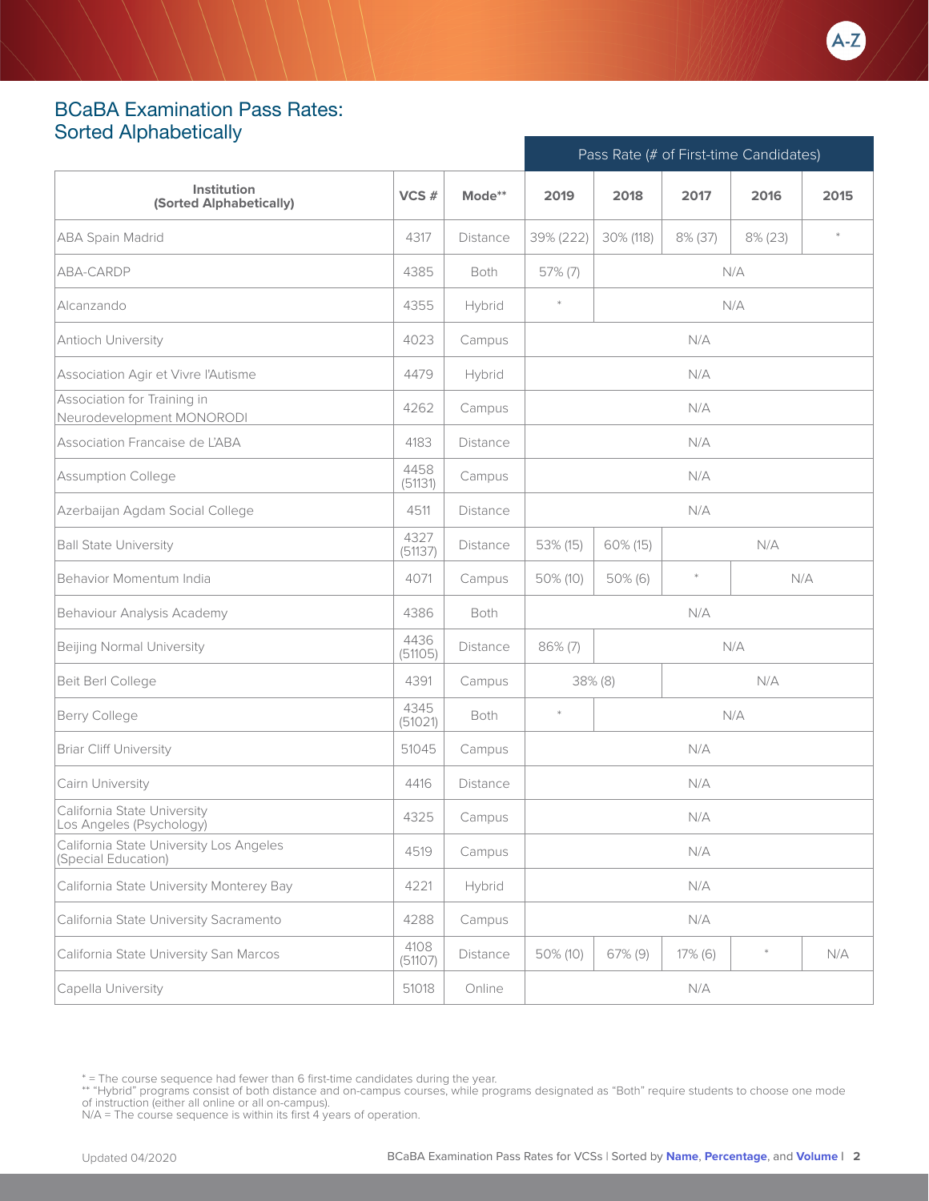## BCaBA Examination Pass Rates: Sorted Alphabetically

| Institution (Sorted Alphabetically) | VCS # | Mode** | Pass Rate (# of First-time Candidates) | | | | |
|---|---|---|---|---|---|---|---|
| | | | 2019 | 2018 | 2017 | 2016 | 2015 |
| ABA Spain Madrid | 4317 | Distance | 39% (222) | 30% (118) | 8% (37) | 8% (23) | * |
| ABA-CARDP | 4385 | Both | 57% (7) | N/A | | | |
| Alcanzando | 4355 | Hybrid | * | N/A | | | |
| Antioch University | 4023 | Campus | N/A | | | | |
| Association Agir et Vivre l'Autisme | 4479 | Hybrid | N/A | | | | |
| Association for Training in Neurodevelopment MONORODI | 4262 | Campus | N/A | | | | |
| Association Francaise de L'ABA | 4183 | Distance | N/A | | | | |
| Assumption College | 4458 (51131) | Campus | N/A | | | | |
| Azerbaijan Agdam Social College | 4511 | Distance | N/A | | | | |
| Ball State University | 4327 (51137) | Distance | 53% (15) | 60% (15) | N/A | | |
| Behavior Momentum India | 4071 | Campus | 50% (10) | 50% (6) | * | N/A | |
| Behaviour Analysis Academy | 4386 | Both | N/A | | | | |
| Beijing Normal University | 4436 (51105) | Distance | 86% (7) | N/A | | | |
| Beit Berl College | 4391 | Campus | 38% (8) | | N/A | | |
| Berry College | 4345 (51021) | Both | * | N/A | | | |
| Briar Cliff University | 51045 | Campus | N/A | | | | |
| Cairn University | 4416 | Distance | N/A | | | | |
| California State University Los Angeles (Psychology) | 4325 | Campus | N/A | | | | |
| California State University Los Angeles (Special Education) | 4519 | Campus | N/A | | | | |
| California State University Monterey Bay | 4221 | Hybrid | N/A | | | | |
| California State University Sacramento | 4288 | Campus | N/A | | | | |
| California State University San Marcos | 4108 (51107) | Distance | 50% (10) | 67% (9) | 17% (6) | * | N/A |
| Capella University | 51018 | Online | N/A | | | | |

\* = The course sequence had fewer than 6 first-time candidates during the year.
\*\* "Hybrid" programs consist of both distance and on-campus courses, while programs designated as "Both" require students to choose one mode of instruction (either all online or all on-campus).
N/A = The course sequence is within its first 4 years of operation.

Updated 04/2020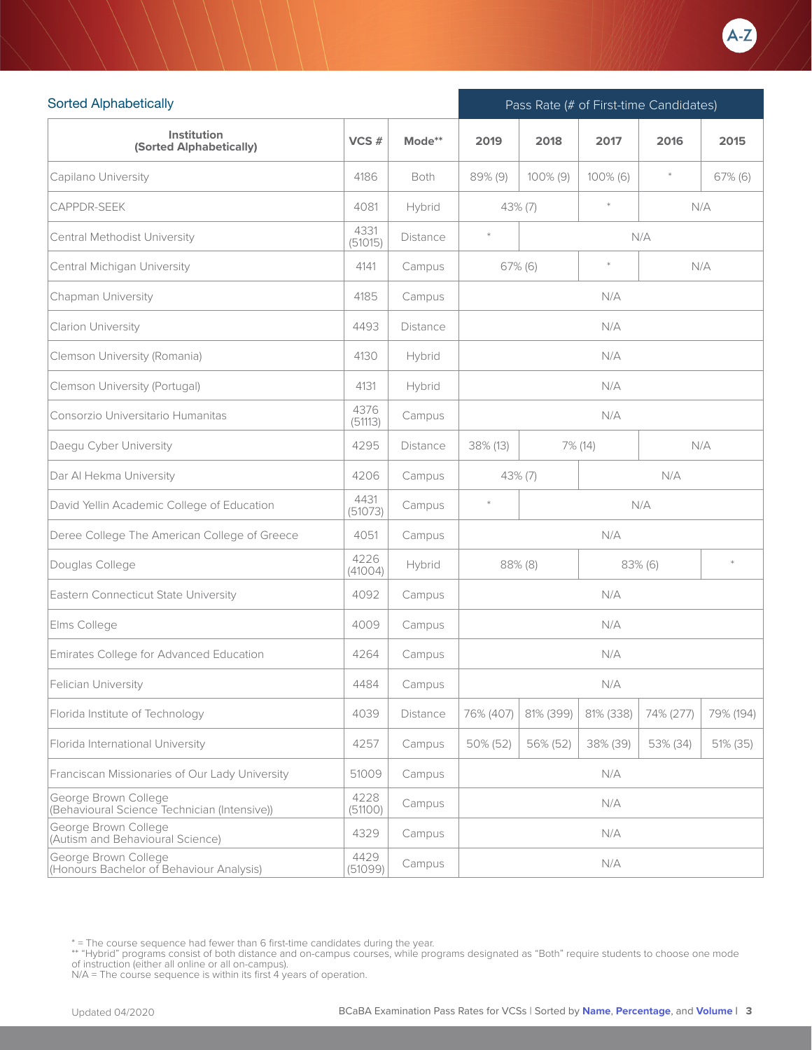## Sorted Alphabetically

| Institution (Sorted Alphabetically) | VCS # | Mode** | Pass Rate (# of First-time Candidates) 2019 | 2018 | 2017 | 2016 | 2015 |
|---|---|---|---|---|---|---|---|
| Capilano University | 4186 | Both | 89% (9) | 100% (9) | 100% (6) | * | 67% (6) |
| CAPPDR-SEEK | 4081 | Hybrid | 43% (7) | | * | N/A | |
| Central Methodist University | 4331 (51015) | Distance | * | N/A | | | |
| Central Michigan University | 4141 | Campus | 67% (6) | | * | N/A | |
| Chapman University | 4185 | Campus | N/A | | | | |
| Clarion University | 4493 | Distance | N/A | | | | |
| Clemson University (Romania) | 4130 | Hybrid | N/A | | | | |
| Clemson University (Portugal) | 4131 | Hybrid | N/A | | | | |
| Consorzio Universitario Humanitas | 4376 (51113) | Campus | N/A | | | | |
| Daegu Cyber University | 4295 | Distance | 38% (13) | 7% (14) | | N/A | |
| Dar Al Hekma University | 4206 | Campus | 43% (7) | | N/A | | |
| David Yellin Academic College of Education | 4431 (51073) | Campus | * | N/A | | | |
| Deree College The American College of Greece | 4051 | Campus | N/A | | | | |
| Douglas College | 4226 (41004) | Hybrid | 88% (8) | | 83% (6) | | * |
| Eastern Connecticut State University | 4092 | Campus | N/A | | | | |
| Elms College | 4009 | Campus | N/A | | | | |
| Emirates College for Advanced Education | 4264 | Campus | N/A | | | | |
| Felician University | 4484 | Campus | N/A | | | | |
| Florida Institute of Technology | 4039 | Distance | 76% (407) | 81% (399) | 81% (338) | 74% (277) | 79% (194) |
| Florida International University | 4257 | Campus | 50% (52) | 56% (52) | 38% (39) | 53% (34) | 51% (35) |
| Franciscan Missionaries of Our Lady University | 51009 | Campus | N/A | | | | |
| George Brown College (Behavioural Science Technician (Intensive)) | 4228 (51100) | Campus | N/A | | | | |
| George Brown College (Autism and Behavioural Science) | 4329 | Campus | N/A | | | | |
| George Brown College (Honours Bachelor of Behaviour Analysis) | 4429 (51099) | Campus | N/A | | | | |

* = The course sequence had fewer than 6 first-time candidates during the year.
** "Hybrid" programs consist of both distance and on-campus courses, while programs designated as "Both" require students to choose one mode of instruction (either all online or all on-campus).
N/A = The course sequence is within its first 4 years of operation.

Updated 04/2020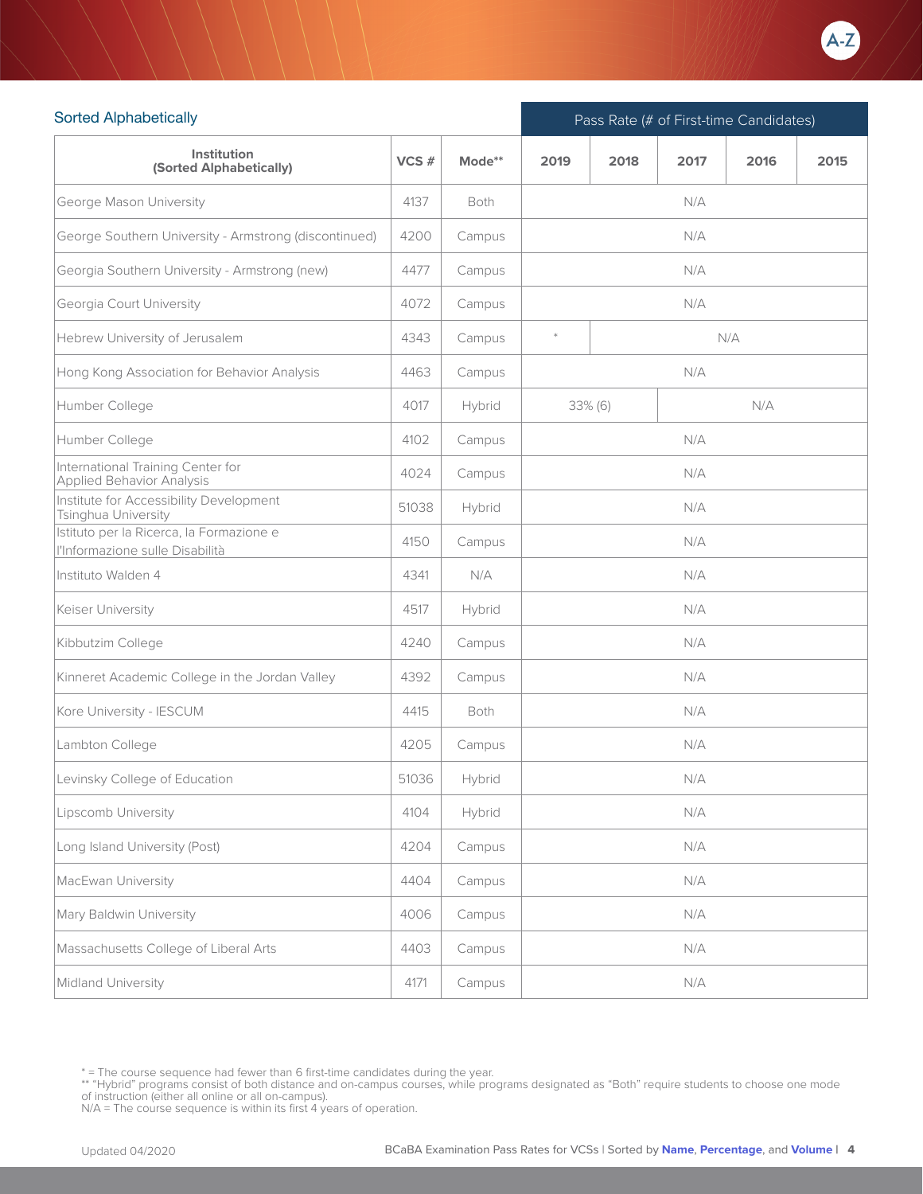## Sorted Alphabetically

| Institution (Sorted Alphabetically) | VCS # | Mode** | Pass Rate (# of First-time Candidates) 2019 | 2018 | 2017 | 2016 | 2015 |
|---|---|---|---|---|---|---|---|
| George Mason University | 4137 | Both | N/A | | | | |
| George Southern University - Armstrong (discontinued) | 4200 | Campus | N/A | | | | |
| Georgia Southern University - Armstrong (new) | 4477 | Campus | N/A | | | | |
| Georgia Court University | 4072 | Campus | N/A | | | | |
| Hebrew University of Jerusalem | 4343 | Campus | * | N/A | | | |
| Hong Kong Association for Behavior Analysis | 4463 | Campus | N/A | | | | |
| Humber College | 4017 | Hybrid | 33% (6) | | N/A | | |
| Humber College | 4102 | Campus | N/A | | | | |
| International Training Center for Applied Behavior Analysis | 4024 | Campus | N/A | | | | |
| Institute for Accessibility Development Tsinghua University | 51038 | Hybrid | N/A | | | | |
| Istituto per la Ricerca, la Formazione e l'Informazione sulle Disabilità | 4150 | Campus | N/A | | | | |
| Instituto Walden 4 | 4341 | N/A | N/A | | | | |
| Keiser University | 4517 | Hybrid | N/A | | | | |
| Kibbutzim College | 4240 | Campus | N/A | | | | |
| Kinneret Academic College in the Jordan Valley | 4392 | Campus | N/A | | | | |
| Kore University - IESCUM | 4415 | Both | N/A | | | | |
| Lambton College | 4205 | Campus | N/A | | | | |
| Levinsky College of Education | 51036 | Hybrid | N/A | | | | |
| Lipscomb University | 4104 | Hybrid | N/A | | | | |
| Long Island University (Post) | 4204 | Campus | N/A | | | | |
| MacEwan University | 4404 | Campus | N/A | | | | |
| Mary Baldwin University | 4006 | Campus | N/A | | | | |
| Massachusetts College of Liberal Arts | 4403 | Campus | N/A | | | | |
| Midland University | 4171 | Campus | N/A | | | | |

* = The course sequence had fewer than 6 first-time candidates during the year.
** "Hybrid" programs consist of both distance and on-campus courses, while programs designated as "Both" require students to choose one mode of instruction (either all online or all on-campus).
N/A = The course sequence is within its first 4 years of operation.

Updated 04/2020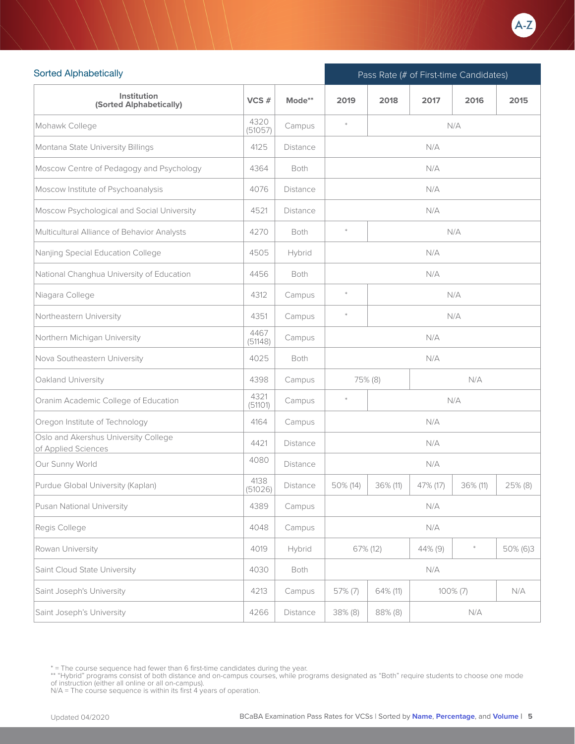## Sorted Alphabetically

| Institution (Sorted Alphabetically) | VCS # | Mode** | Pass Rate (# of First-time Candidates) 2019 | 2018 | 2017 | 2016 | 2015 |
|---|---|---|---|---|---|---|---|
| Mohawk College | 4320 (51057) | Campus | * | N/A | | | |
| Montana State University Billings | 4125 | Distance | N/A | | | | |
| Moscow Centre of Pedagogy and Psychology | 4364 | Both | N/A | | | | |
| Moscow Institute of Psychoanalysis | 4076 | Distance | N/A | | | | |
| Moscow Psychological and Social University | 4521 | Distance | N/A | | | | |
| Multicultural Alliance of Behavior Analysts | 4270 | Both | * | N/A | | | |
| Nanjing Special Education College | 4505 | Hybrid | N/A | | | | |
| National Changhua University of Education | 4456 | Both | N/A | | | | |
| Niagara College | 4312 | Campus | * | N/A | | | |
| Northeastern University | 4351 | Campus | * | N/A | | | |
| Northern Michigan University | 4467 (51148) | Campus | N/A | | | | |
| Nova Southeastern University | 4025 | Both | N/A | | | | |
| Oakland University | 4398 | Campus | 75% (8) | | N/A | | |
| Oranim Academic College of Education | 4321 (51101) | Campus | * | N/A | | | |
| Oregon Institute of Technology | 4164 | Campus | N/A | | | | |
| Oslo and Akershus University College of Applied Sciences | 4421 | Distance | N/A | | | | |
| Our Sunny World | 4080 | Distance | N/A | | | | |
| Purdue Global University (Kaplan) | 4138 (51026) | Distance | 50% (14) | 36% (11) | 47% (17) | 36% (11) | 25% (8) |
| Pusan National University | 4389 | Campus | N/A | | | | |
| Regis College | 4048 | Campus | N/A | | | | |
| Rowan University | 4019 | Hybrid | 67% (12) | | 44% (9) | * | 50% (6)3 |
| Saint Cloud State University | 4030 | Both | N/A | | | | |
| Saint Joseph's University | 4213 | Campus | 57% (7) | 64% (11) | 100% (7) | | N/A |
| Saint Joseph's University | 4266 | Distance | 38% (8) | 88% (8) | N/A | | |

\* = The course sequence had fewer than 6 first-time candidates during the year.
** "Hybrid" programs consist of both distance and on-campus courses, while programs designated as "Both" require students to choose one mode of instruction (either all online or all on-campus).
N/A = The course sequence is within its first 4 years of operation.

Updated 04/2020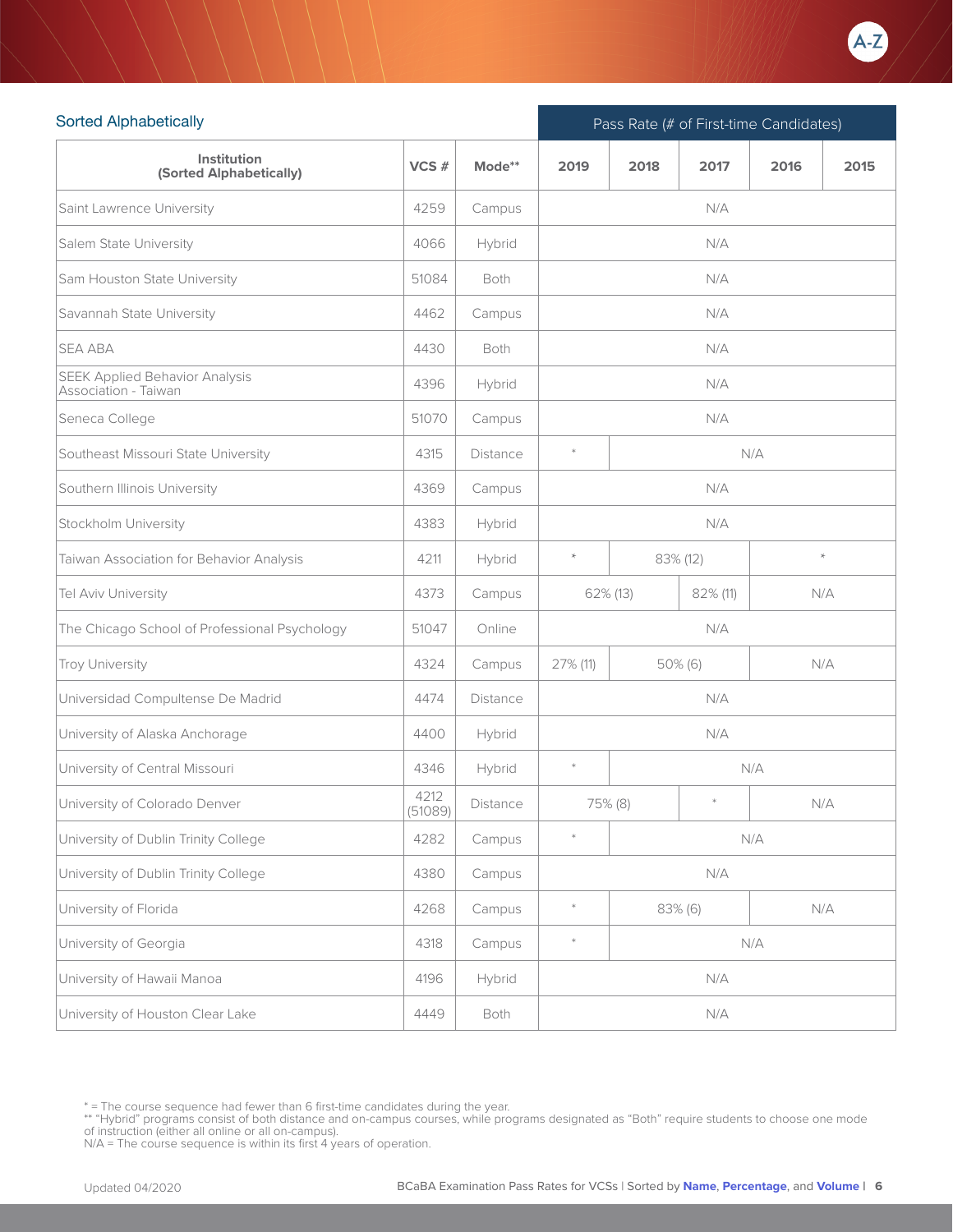## Sorted Alphabetically

| Institution (Sorted Alphabetically) | VCS # | Mode** | Pass Rate (# of First-time Candidates) | | | | |
|---|---|---|---|---|---|---|---|
| | | | 2019 | 2018 | 2017 | 2016 | 2015 |
| Saint Lawrence University | 4259 | Campus | N/A | | | | |
| Salem State University | 4066 | Hybrid | N/A | | | | |
| Sam Houston State University | 51084 | Both | N/A | | | | |
| Savannah State University | 4462 | Campus | N/A | | | | |
| SEA ABA | 4430 | Both | N/A | | | | |
| SEEK Applied Behavior Analysis Association - Taiwan | 4396 | Hybrid | N/A | | | | |
| Seneca College | 51070 | Campus | N/A | | | | |
| Southeast Missouri State University | 4315 | Distance | * | N/A | | | |
| Southern Illinois University | 4369 | Campus | N/A | | | | |
| Stockholm University | 4383 | Hybrid | N/A | | | | |
| Taiwan Association for Behavior Analysis | 4211 | Hybrid | * | 83% (12) | | * | |
| Tel Aviv University | 4373 | Campus | 62% (13) | | 82% (11) | N/A | |
| The Chicago School of Professional Psychology | 51047 | Online | N/A | | | | |
| Troy University | 4324 | Campus | 27% (11) | 50% (6) | | N/A | |
| Universidad Compultense De Madrid | 4474 | Distance | N/A | | | | |
| University of Alaska Anchorage | 4400 | Hybrid | N/A | | | | |
| University of Central Missouri | 4346 | Hybrid | * | N/A | | | |
| University of Colorado Denver | 4212 (51089) | Distance | 75% (8) | | * | N/A | |
| University of Dublin Trinity College | 4282 | Campus | * | N/A | | | |
| University of Dublin Trinity College | 4380 | Campus | N/A | | | | |
| University of Florida | 4268 | Campus | * | 83% (6) | | N/A | |
| University of Georgia | 4318 | Campus | * | N/A | | | |
| University of Hawaii Manoa | 4196 | Hybrid | N/A | | | | |
| University of Houston Clear Lake | 4449 | Both | N/A | | | | |

* = The course sequence had fewer than 6 first-time candidates during the year.
** "Hybrid" programs consist of both distance and on-campus courses, while programs designated as "Both" require students to choose one mode of instruction (either all online or all on-campus).
N/A = The course sequence is within its first 4 years of operation.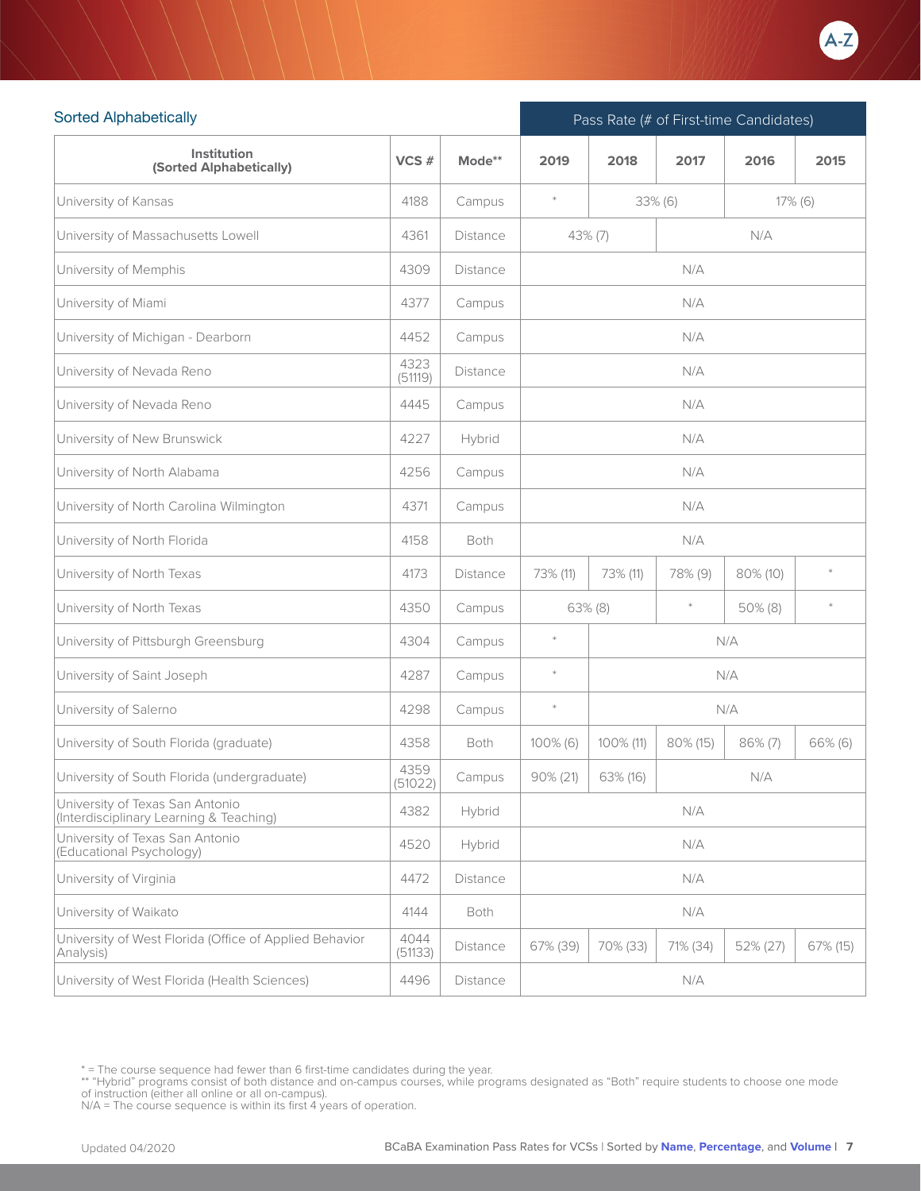## Sorted Alphabetically

| Institution (Sorted Alphabetically) | VCS # | Mode** | Pass Rate (# of First-time Candidates) | | | | |
|---|---|---|---|---|---|---|---|
| | | | 2019 | 2018 | 2017 | 2016 | 2015 |
| University of Kansas | 4188 | Campus | * | 33% (6) | | 17% (6) | |
| University of Massachusetts Lowell | 4361 | Distance | 43% (7) | | N/A | | |
| University of Memphis | 4309 | Distance | N/A | | | | |
| University of Miami | 4377 | Campus | N/A | | | | |
| University of Michigan - Dearborn | 4452 | Campus | N/A | | | | |
| University of Nevada Reno | 4323 (51119) | Distance | N/A | | | | |
| University of Nevada Reno | 4445 | Campus | N/A | | | | |
| University of New Brunswick | 4227 | Hybrid | N/A | | | | |
| University of North Alabama | 4256 | Campus | N/A | | | | |
| University of North Carolina Wilmington | 4371 | Campus | N/A | | | | |
| University of North Florida | 4158 | Both | N/A | | | | |
| University of North Texas | 4173 | Distance | 73% (11) | 73% (11) | 78% (9) | 80% (10) | * |
| University of North Texas | 4350 | Campus | 63% (8) | | * | 50% (8) | * |
| University of Pittsburgh Greensburg | 4304 | Campus | * | N/A | | | |
| University of Saint Joseph | 4287 | Campus | * | N/A | | | |
| University of Salerno | 4298 | Campus | * | N/A | | | |
| University of South Florida (graduate) | 4358 | Both | 100% (6) | 100% (11) | 80% (15) | 86% (7) | 66% (6) |
| University of South Florida (undergraduate) | 4359 (51022) | Campus | 90% (21) | 63% (16) | N/A | | |
| University of Texas San Antonio (Interdisciplinary Learning & Teaching) | 4382 | Hybrid | N/A | | | | |
| University of Texas San Antonio (Educational Psychology) | 4520 | Hybrid | N/A | | | | |
| University of Virginia | 4472 | Distance | N/A | | | | |
| University of Waikato | 4144 | Both | N/A | | | | |
| University of West Florida (Office of Applied Behavior Analysis) | 4044 (51133) | Distance | 67% (39) | 70% (33) | 71% (34) | 52% (27) | 67% (15) |
| University of West Florida (Health Sciences) | 4496 | Distance | N/A | | | | |

* = The course sequence had fewer than 6 first-time candidates during the year.
** "Hybrid" programs consist of both distance and on-campus courses, while programs designated as "Both" require students to choose one mode of instruction (either all online or all on-campus).
N/A = The course sequence is within its first 4 years of operation.

Updated 04/2020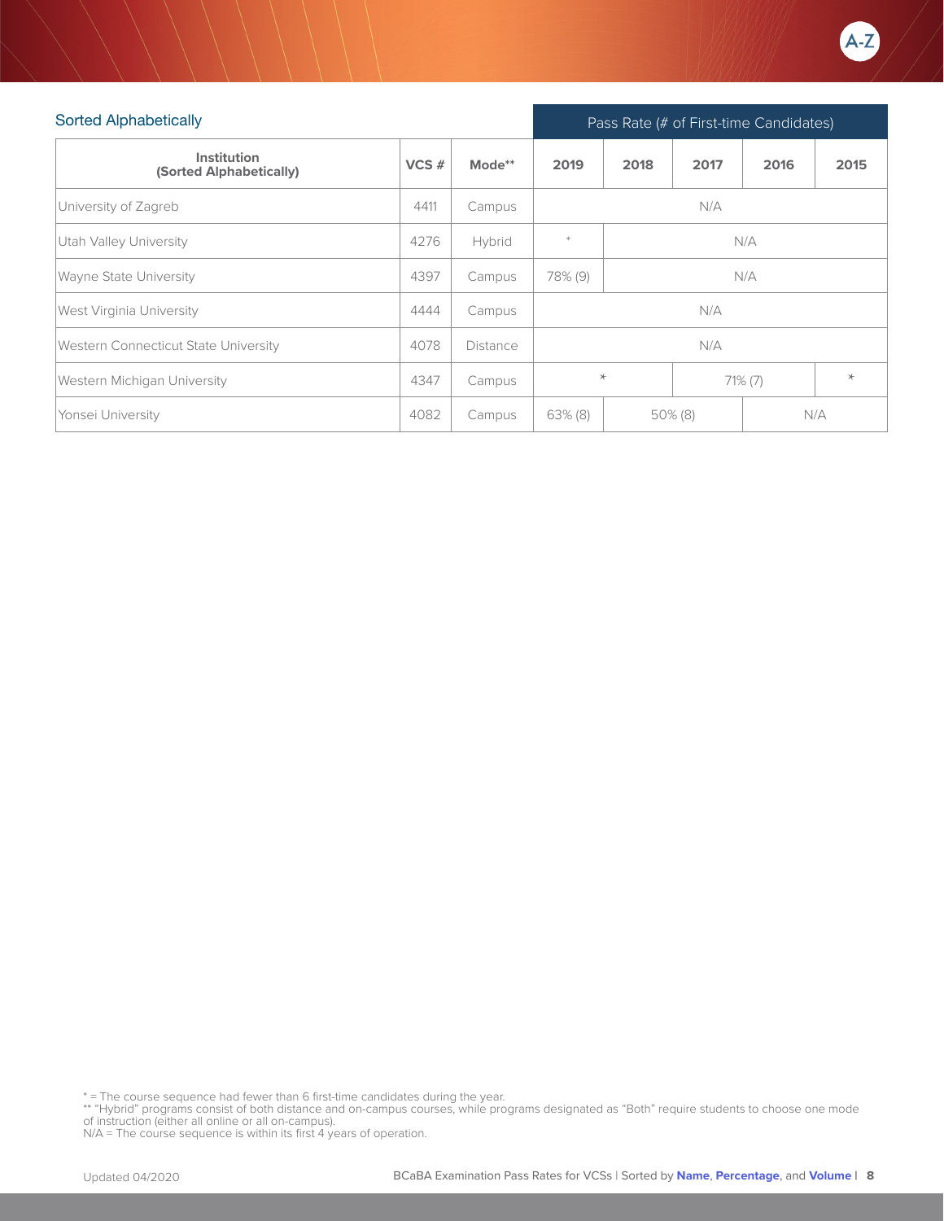Sorted Alphabetically

| Institution (Sorted Alphabetically) | VCS # | Mode** | Pass Rate (# of First-time Candidates) | | | | |
|---|---|---|---|---|---|---|---|
| | | | 2019 | 2018 | 2017 | 2016 | 2015 |
| University of Zagreb | 4411 | Campus | N/A | N/A | N/A | N/A | N/A |
| Utah Valley University | 4276 | Hybrid | * | N/A | N/A | N/A | N/A |
| Wayne State University | 4397 | Campus | 78% (9) | N/A | N/A | N/A | N/A |
| West Virginia University | 4444 | Campus | N/A | N/A | N/A | N/A | N/A |
| Western Connecticut State University | 4078 | Distance | N/A | N/A | N/A | N/A | N/A |
| Western Michigan University | 4347 | Campus | * | * | 71% (7) | 71% (7) | * |
| Yonsei University | 4082 | Campus | 63% (8) | 50% (8) | 50% (8) | N/A | N/A |

* = The course sequence had fewer than 6 first-time candidates during the year.
** "Hybrid" programs consist of both distance and on-campus courses, while programs designated as "Both" require students to choose one mode of instruction (either all online or all on-campus).
N/A = The course sequence is within its first 4 years of operation.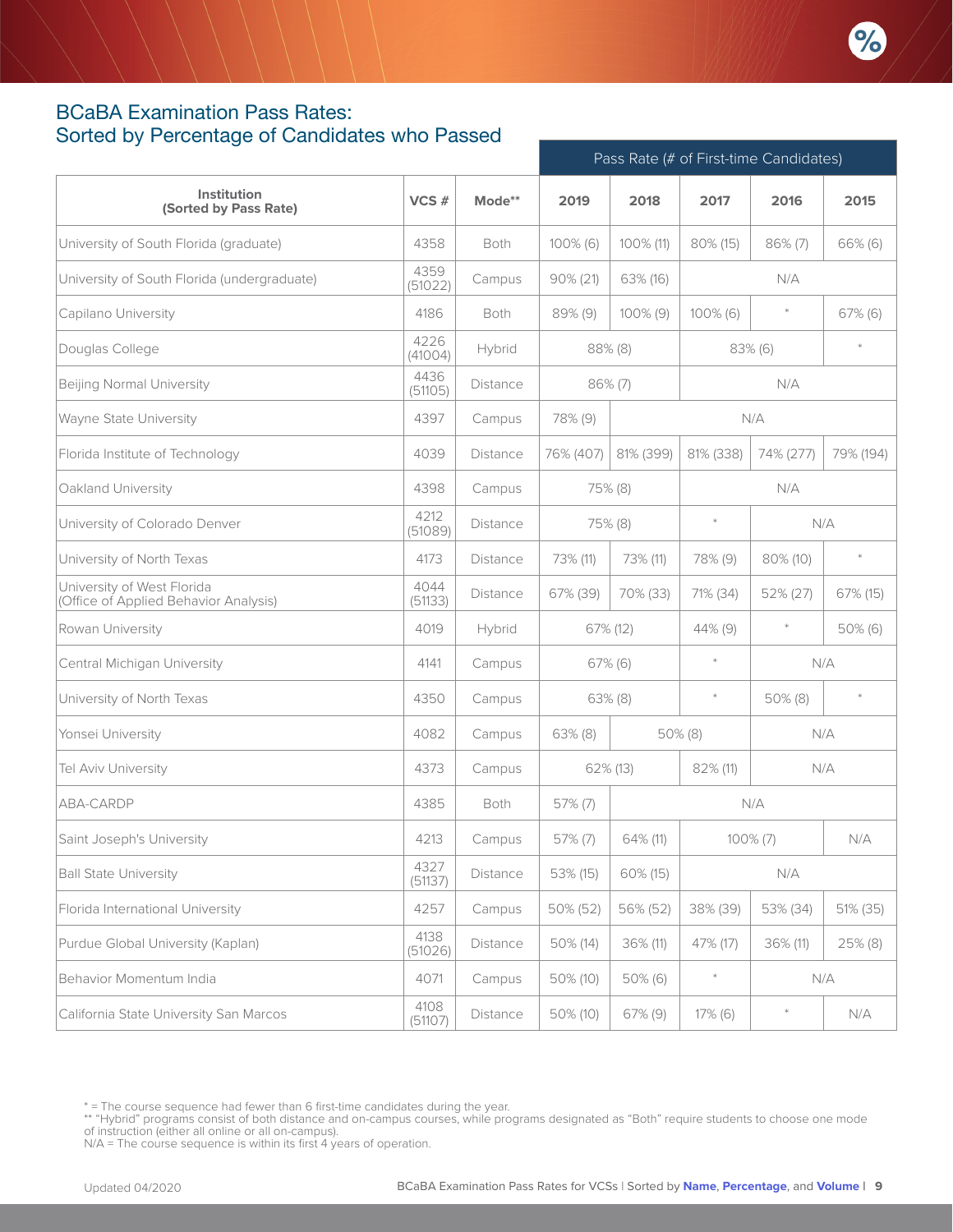## BCaBA Examination Pass Rates: Sorted by Percentage of Candidates who Passed

| Institution (Sorted by Pass Rate) | VCS # | Mode** | Pass Rate (# of First-time Candidates) | | | | |
|---|---|---|---|---|---|---|---|
| | | | 2019 | 2018 | 2017 | 2016 | 2015 |
| University of South Florida (graduate) | 4358 | Both | 100% (6) | 100% (11) | 80% (15) | 86% (7) | 66% (6) |
| University of South Florida (undergraduate) | 4359 (51022) | Campus | 90% (21) | 63% (16) | N/A | | |
| Capilano University | 4186 | Both | 89% (9) | 100% (9) | 100% (6) | * | 67% (6) |
| Douglas College | 4226 (41004) | Hybrid | 88% (8) | | 83% (6) | | * |
| Beijing Normal University | 4436 (51105) | Distance | 86% (7) | | N/A | | |
| Wayne State University | 4397 | Campus | 78% (9) | N/A | | | |
| Florida Institute of Technology | 4039 | Distance | 76% (407) | 81% (399) | 81% (338) | 74% (277) | 79% (194) |
| Oakland University | 4398 | Campus | 75% (8) | | N/A | | |
| University of Colorado Denver | 4212 (51089) | Distance | 75% (8) | | * | N/A | |
| University of North Texas | 4173 | Distance | 73% (11) | 73% (11) | 78% (9) | 80% (10) | * |
| University of West Florida (Office of Applied Behavior Analysis) | 4044 (51133) | Distance | 67% (39) | 70% (33) | 71% (34) | 52% (27) | 67% (15) |
| Rowan University | 4019 | Hybrid | 67% (12) | | 44% (9) | * | 50% (6) |
| Central Michigan University | 4141 | Campus | 67% (6) | | * | N/A | |
| University of North Texas | 4350 | Campus | 63% (8) | | * | 50% (8) | * |
| Yonsei University | 4082 | Campus | 63% (8) | 50% (8) | | N/A | |
| Tel Aviv University | 4373 | Campus | 62% (13) | | 82% (11) | N/A | |
| ABA-CARDP | 4385 | Both | 57% (7) | N/A | | | |
| Saint Joseph's University | 4213 | Campus | 57% (7) | 64% (11) | 100% (7) | | N/A |
| Ball State University | 4327 (51137) | Distance | 53% (15) | 60% (15) | N/A | | |
| Florida International University | 4257 | Campus | 50% (52) | 56% (52) | 38% (39) | 53% (34) | 51% (35) |
| Purdue Global University (Kaplan) | 4138 (51026) | Distance | 50% (14) | 36% (11) | 47% (17) | 36% (11) | 25% (8) |
| Behavior Momentum India | 4071 | Campus | 50% (10) | 50% (6) | * | N/A | |
| California State University San Marcos | 4108 (51107) | Distance | 50% (10) | 67% (9) | 17% (6) | * | N/A |

* = The course sequence had fewer than 6 first-time candidates during the year.
** "Hybrid" programs consist of both distance and on-campus courses, while programs designated as "Both" require students to choose one mode of instruction (either all online or all on-campus).
N/A = The course sequence is within its first 4 years of operation.

Updated 04/2020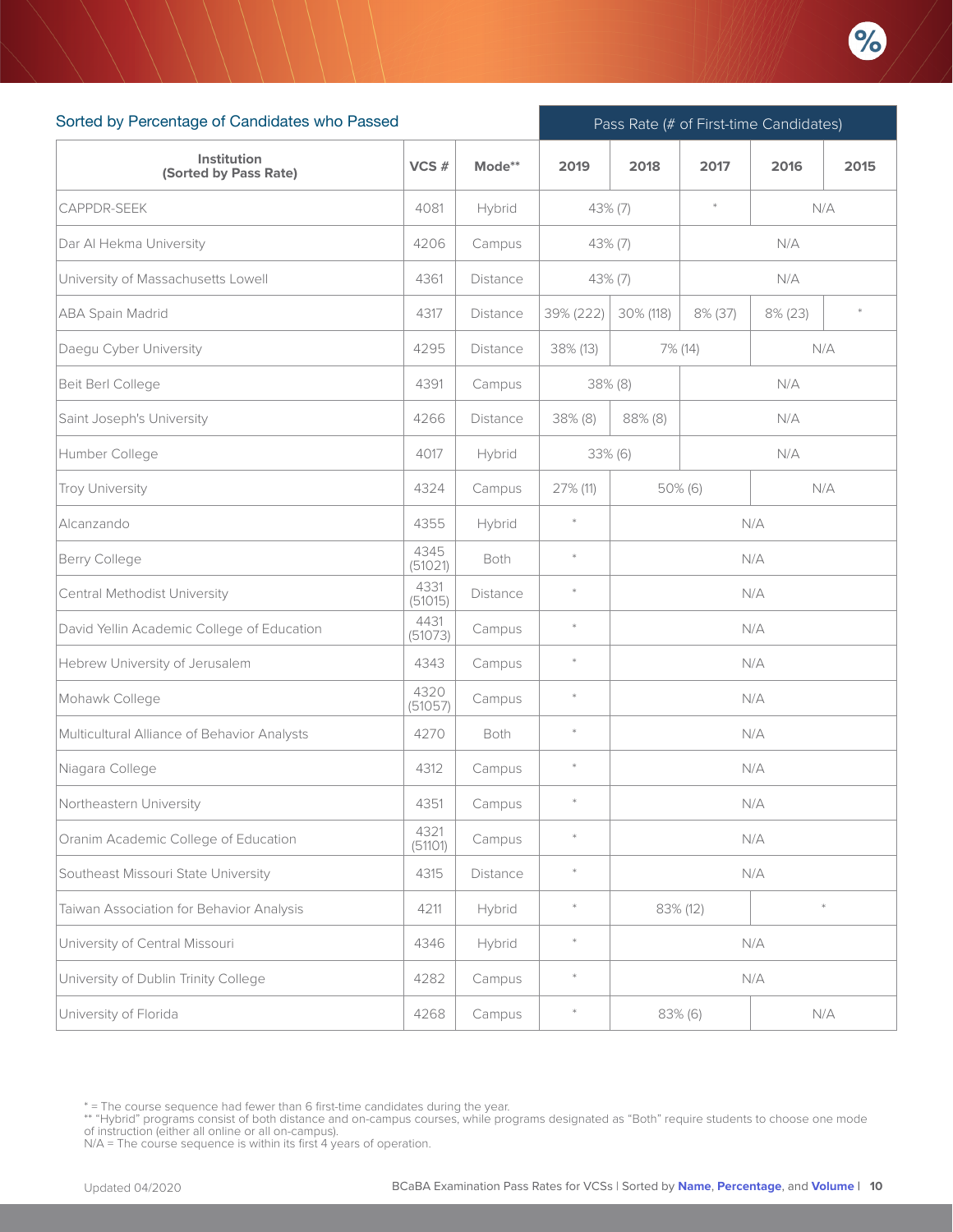## Sorted by Percentage of Candidates who Passed

| Institution (Sorted by Pass Rate) | VCS # | Mode** | Pass Rate (# of First-time Candidates) | | | | |
|---|---|---|---|---|---|---|---|
| | | | 2019 | 2018 | 2017 | 2016 | 2015 |
| CAPPDR-SEEK | 4081 | Hybrid | 43% (7) | | * | N/A | |
| Dar Al Hekma University | 4206 | Campus | 43% (7) | | N/A | | |
| University of Massachusetts Lowell | 4361 | Distance | 43% (7) | | N/A | | |
| ABA Spain Madrid | 4317 | Distance | 39% (222) | 30% (118) | 8% (37) | 8% (23) | * |
| Daegu Cyber University | 4295 | Distance | 38% (13) | 7% (14) | | N/A | |
| Beit Berl College | 4391 | Campus | 38% (8) | | N/A | | |
| Saint Joseph's University | 4266 | Distance | 38% (8) | 88% (8) | N/A | | |
| Humber College | 4017 | Hybrid | 33% (6) | | N/A | | |
| Troy University | 4324 | Campus | 27% (11) | 50% (6) | | N/A | |
| Alcanzando | 4355 | Hybrid | * | N/A | | | |
| Berry College | 4345 (51021) | Both | * | N/A | | | |
| Central Methodist University | 4331 (51015) | Distance | * | N/A | | | |
| David Yellin Academic College of Education | 4431 (51073) | Campus | * | N/A | | | |
| Hebrew University of Jerusalem | 4343 | Campus | * | N/A | | | |
| Mohawk College | 4320 (51057) | Campus | * | N/A | | | |
| Multicultural Alliance of Behavior Analysts | 4270 | Both | * | N/A | | | |
| Niagara College | 4312 | Campus | * | N/A | | | |
| Northeastern University | 4351 | Campus | * | N/A | | | |
| Oranim Academic College of Education | 4321 (51101) | Campus | * | N/A | | | |
| Southeast Missouri State University | 4315 | Distance | * | N/A | | | |
| Taiwan Association for Behavior Analysis | 4211 | Hybrid | * | 83% (12) | | * | |
| University of Central Missouri | 4346 | Hybrid | * | N/A | | | |
| University of Dublin Trinity College | 4282 | Campus | * | N/A | | | |
| University of Florida | 4268 | Campus | * | 83% (6) | | N/A | |

* = The course sequence had fewer than 6 first-time candidates during the year.
** "Hybrid" programs consist of both distance and on-campus courses, while programs designated as "Both" require students to choose one mode of instruction (either all online or all on-campus).
N/A = The course sequence is within its first 4 years of operation.

Updated 04/2020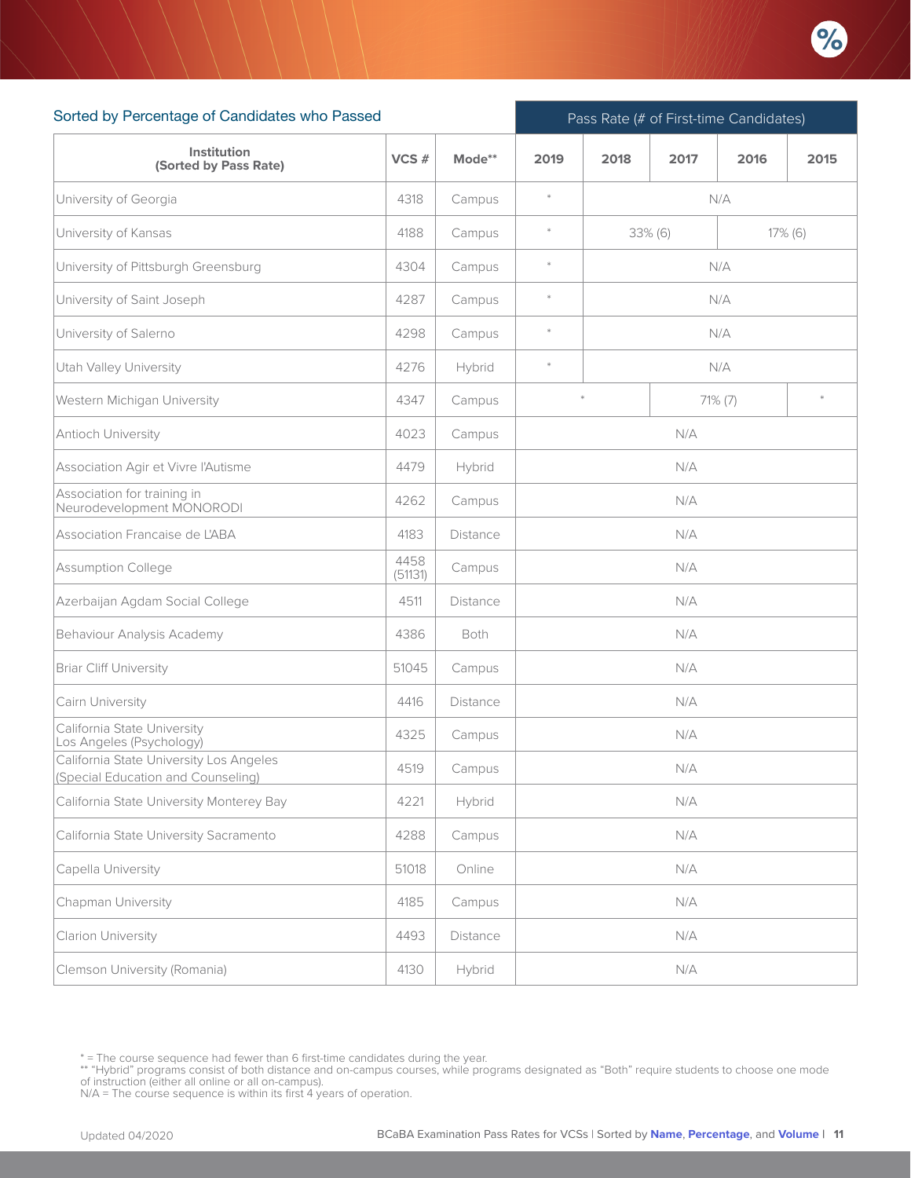## Sorted by Percentage of Candidates who Passed

| Institution (Sorted by Pass Rate) | VCS # | Mode** | Pass Rate (# of First-time Candidates) | | | | |
|---|---|---|---|---|---|---|---|
| | | | 2019 | 2018 | 2017 | 2016 | 2015 |
| University of Georgia | 4318 | Campus | * | N/A | | | |
| University of Kansas | 4188 | Campus | * | 33% (6) | | 17% (6) | |
| University of Pittsburgh Greensburg | 4304 | Campus | * | N/A | | | |
| University of Saint Joseph | 4287 | Campus | * | N/A | | | |
| University of Salerno | 4298 | Campus | * | N/A | | | |
| Utah Valley University | 4276 | Hybrid | * | N/A | | | |
| Western Michigan University | 4347 | Campus | * | | 71% (7) | | * |
| Antioch University | 4023 | Campus | N/A | | | | |
| Association Agir et Vivre l'Autisme | 4479 | Hybrid | N/A | | | | |
| Association for training in Neurodevelopment MONORODI | 4262 | Campus | N/A | | | | |
| Association Francaise de L'ABA | 4183 | Distance | N/A | | | | |
| Assumption College | 4458 (51131) | Campus | N/A | | | | |
| Azerbaijan Agdam Social College | 4511 | Distance | N/A | | | | |
| Behaviour Analysis Academy | 4386 | Both | N/A | | | | |
| Briar Cliff University | 51045 | Campus | N/A | | | | |
| Cairn University | 4416 | Distance | N/A | | | | |
| California State University Los Angeles (Psychology) | 4325 | Campus | N/A | | | | |
| California State University Los Angeles (Special Education and Counseling) | 4519 | Campus | N/A | | | | |
| California State University Monterey Bay | 4221 | Hybrid | N/A | | | | |
| California State University Sacramento | 4288 | Campus | N/A | | | | |
| Capella University | 51018 | Online | N/A | | | | |
| Chapman University | 4185 | Campus | N/A | | | | |
| Clarion University | 4493 | Distance | N/A | | | | |
| Clemson University (Romania) | 4130 | Hybrid | N/A | | | | |

* = The course sequence had fewer than 6 first-time candidates during the year.
** "Hybrid" programs consist of both distance and on-campus courses, while programs designated as "Both" require students to choose one mode of instruction (either all online or all on-campus).
N/A = The course sequence is within its first 4 years of operation.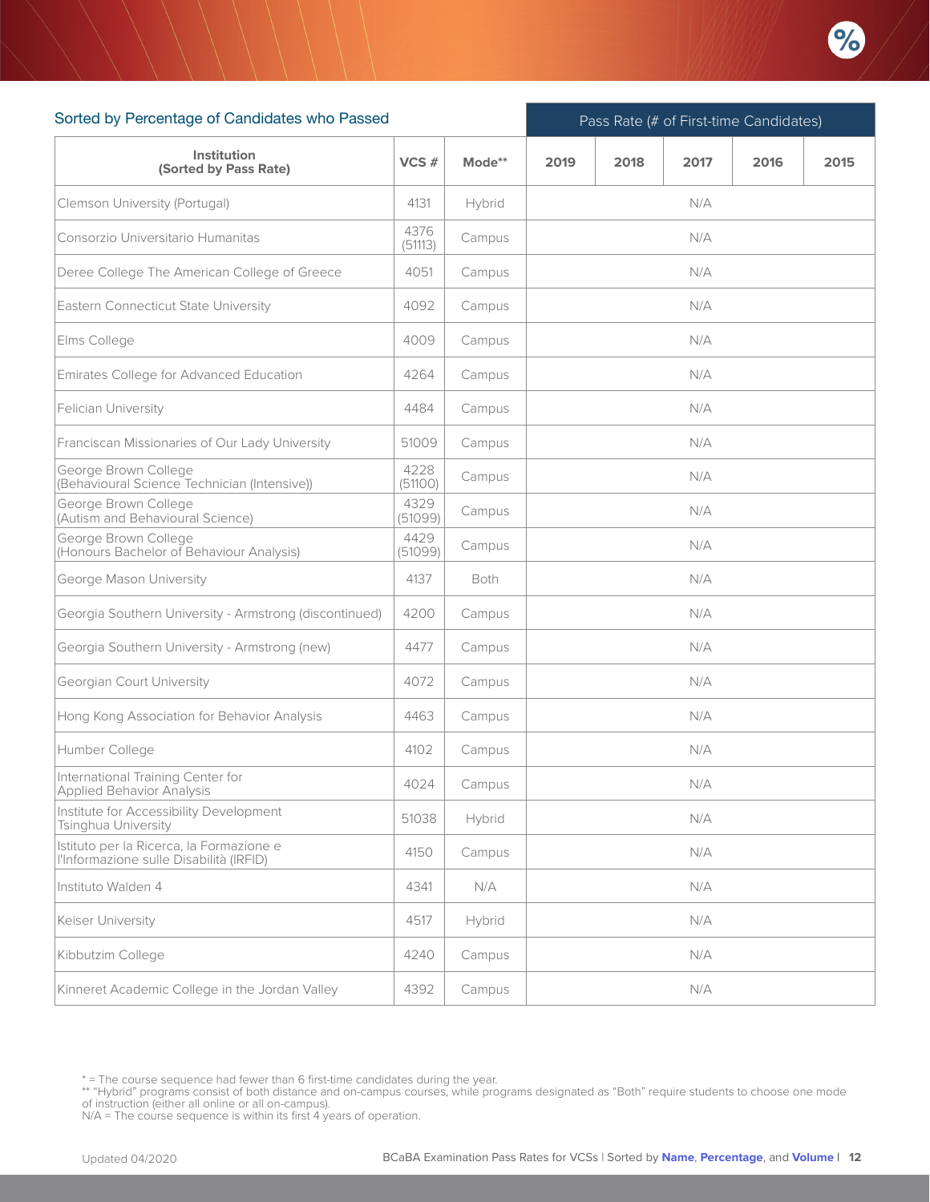## Sorted by Percentage of Candidates who Passed

| Institution (Sorted by Pass Rate) | VCS # | Mode** | Pass Rate (# of First-time Candidates) | | | | |
|---|---|---|---|---|---|---|---|
| | | | 2019 | 2018 | 2017 | 2016 | 2015 |
| Clemson University (Portugal) | 4131 | Hybrid | N/A | | | | |
| Consorzio Universitario Humanitas | 4376 (51113) | Campus | N/A | | | | |
| Deree College The American College of Greece | 4051 | Campus | N/A | | | | |
| Eastern Connecticut State University | 4092 | Campus | N/A | | | | |
| Elms College | 4009 | Campus | N/A | | | | |
| Emirates College for Advanced Education | 4264 | Campus | N/A | | | | |
| Felician University | 4484 | Campus | N/A | | | | |
| Franciscan Missionaries of Our Lady University | 51009 | Campus | N/A | | | | |
| George Brown College (Behavioural Science Technician (Intensive)) | 4228 (51100) | Campus | N/A | | | | |
| George Brown College (Autism and Behavioural Science) | 4329 (51099) | Campus | N/A | | | | |
| George Brown College (Honours Bachelor of Behaviour Analysis) | 4429 (51099) | Campus | N/A | | | | |
| George Mason University | 4137 | Both | N/A | | | | |
| Georgia Southern University - Armstrong (discontinued) | 4200 | Campus | N/A | | | | |
| Georgia Southern University - Armstrong (new) | 4477 | Campus | N/A | | | | |
| Georgian Court University | 4072 | Campus | N/A | | | | |
| Hong Kong Association for Behavior Analysis | 4463 | Campus | N/A | | | | |
| Humber College | 4102 | Campus | N/A | | | | |
| International Training Center for Applied Behavior Analysis | 4024 | Campus | N/A | | | | |
| Institute for Accessibility Development Tsinghua University | 51038 | Hybrid | N/A | | | | |
| Istituto per la Ricerca, la Formazione e l'Informazione sulle Disabilità (IRFID) | 4150 | Campus | N/A | | | | |
| Instituto Walden 4 | 4341 | N/A | N/A | | | | |
| Keiser University | 4517 | Hybrid | N/A | | | | |
| Kibbutzim College | 4240 | Campus | N/A | | | | |
| Kinneret Academic College in the Jordan Valley | 4392 | Campus | N/A | | | | |

* = The course sequence had fewer than 6 first-time candidates during the year.
** "Hybrid" programs consist of both distance and on-campus courses, while programs designated as "Both" require students to choose one mode of instruction (either all online or all on-campus).
N/A = The course sequence is within its first 4 years of operation.

Updated 04/2020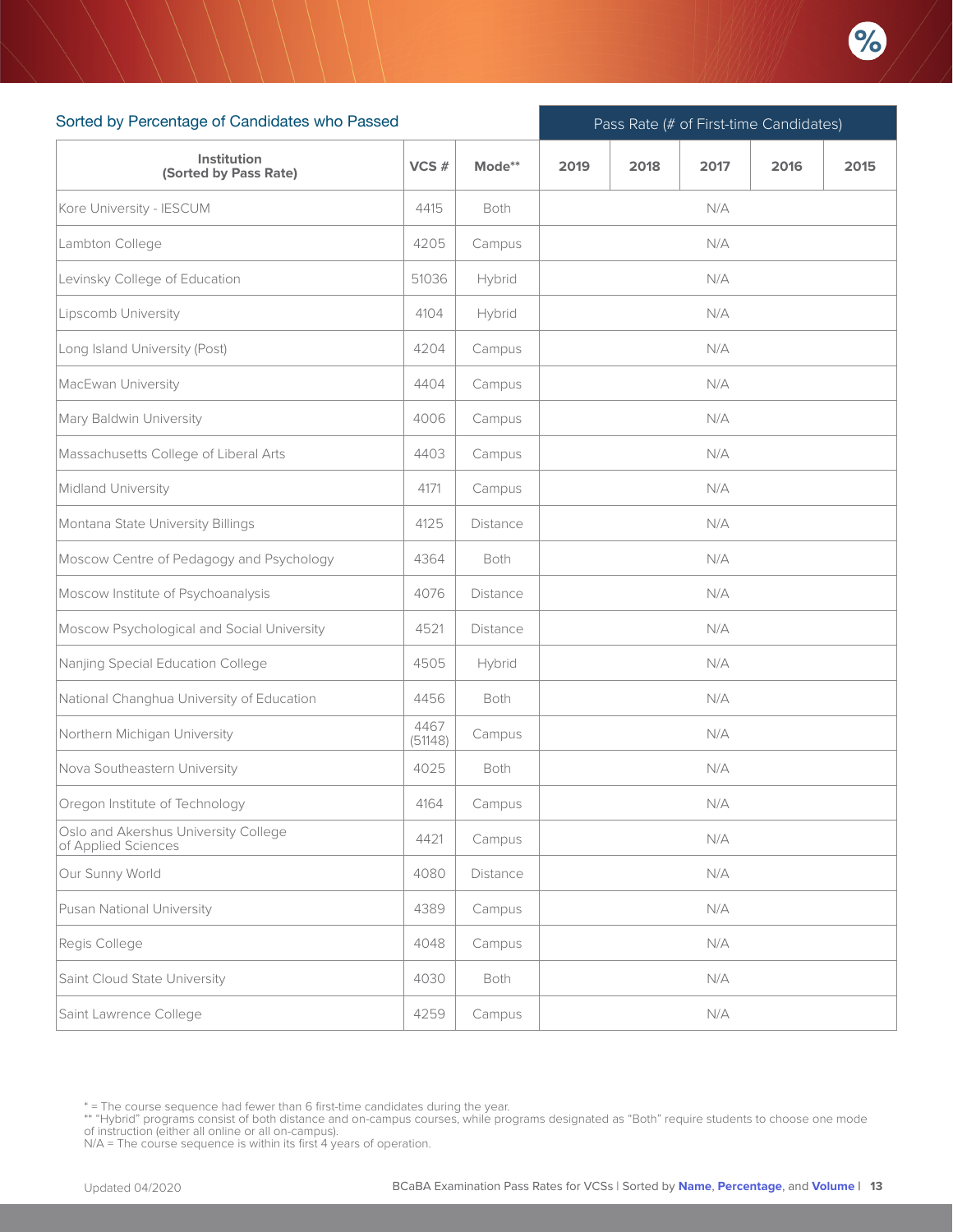## Sorted by Percentage of Candidates who Passed

| Institution (Sorted by Pass Rate) | VCS # | Mode** | Pass Rate (# of First-time Candidates) | | | | |
|---|---|---|---|---|---|---|---|
| | | | 2019 | 2018 | 2017 | 2016 | 2015 |
| Kore University - IESCUM | 4415 | Both | N/A | | | | |
| Lambton College | 4205 | Campus | N/A | | | | |
| Levinsky College of Education | 51036 | Hybrid | N/A | | | | |
| Lipscomb University | 4104 | Hybrid | N/A | | | | |
| Long Island University (Post) | 4204 | Campus | N/A | | | | |
| MacEwan University | 4404 | Campus | N/A | | | | |
| Mary Baldwin University | 4006 | Campus | N/A | | | | |
| Massachusetts College of Liberal Arts | 4403 | Campus | N/A | | | | |
| Midland University | 4171 | Campus | N/A | | | | |
| Montana State University Billings | 4125 | Distance | N/A | | | | |
| Moscow Centre of Pedagogy and Psychology | 4364 | Both | N/A | | | | |
| Moscow Institute of Psychoanalysis | 4076 | Distance | N/A | | | | |
| Moscow Psychological and Social University | 4521 | Distance | N/A | | | | |
| Nanjing Special Education College | 4505 | Hybrid | N/A | | | | |
| National Changhua University of Education | 4456 | Both | N/A | | | | |
| Northern Michigan University | 4467 (51148) | Campus | N/A | | | | |
| Nova Southeastern University | 4025 | Both | N/A | | | | |
| Oregon Institute of Technology | 4164 | Campus | N/A | | | | |
| Oslo and Akershus University College of Applied Sciences | 4421 | Campus | N/A | | | | |
| Our Sunny World | 4080 | Distance | N/A | | | | |
| Pusan National University | 4389 | Campus | N/A | | | | |
| Regis College | 4048 | Campus | N/A | | | | |
| Saint Cloud State University | 4030 | Both | N/A | | | | |
| Saint Lawrence College | 4259 | Campus | N/A | | | | |

* = The course sequence had fewer than 6 first-time candidates during the year.
** "Hybrid" programs consist of both distance and on-campus courses, while programs designated as "Both" require students to choose one mode of instruction (either all online or all on-campus).
N/A = The course sequence is within its first 4 years of operation.

Updated 04/2020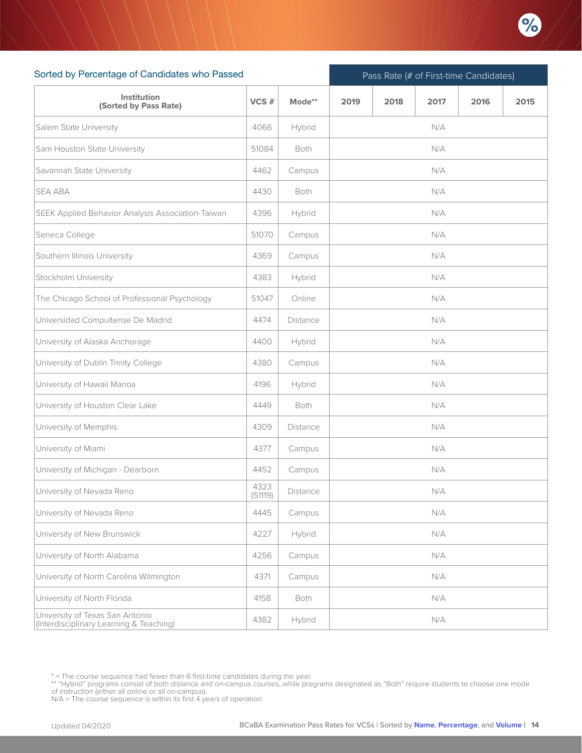## Sorted by Percentage of Candidates who Passed

| Institution (Sorted by Pass Rate) | VCS # | Mode** | Pass Rate (# of First-time Candidates) 2019 | 2018 | 2017 | 2016 | 2015 |
|---|---|---|---|---|---|---|---|
| Salem State University | 4066 | Hybrid | N/A | | | | |
| Sam Houston State University | 51084 | Both | N/A | | | | |
| Savannah State University | 4462 | Campus | N/A | | | | |
| SEA ABA | 4430 | Both | N/A | | | | |
| SEEK Applied Behavior Analysis Association-Taiwan | 4396 | Hybrid | N/A | | | | |
| Seneca College | 51070 | Campus | N/A | | | | |
| Southern Illinois University | 4369 | Campus | N/A | | | | |
| Stockholm University | 4383 | Hybrid | N/A | | | | |
| The Chicago School of Professional Psychology | 51047 | Online | N/A | | | | |
| Universidad Compultense De Madrid | 4474 | Distance | N/A | | | | |
| University of Alaska Anchorage | 4400 | Hybrid | N/A | | | | |
| University of Dublin Trinity College | 4380 | Campus | N/A | | | | |
| University of Hawaii Manoa | 4196 | Hybrid | N/A | | | | |
| University of Houston Clear Lake | 4449 | Both | N/A | | | | |
| University of Memphis | 4309 | Distance | N/A | | | | |
| University of Miami | 4377 | Campus | N/A | | | | |
| University of Michigan - Dearborn | 4452 | Campus | N/A | | | | |
| University of Nevada Reno | 4323 (51119) | Distance | N/A | | | | |
| University of Nevada Reno | 4445 | Campus | N/A | | | | |
| University of New Brunswick | 4227 | Hybrid | N/A | | | | |
| University of North Alabama | 4256 | Campus | N/A | | | | |
| University of North Carolina Wilmington | 4371 | Campus | N/A | | | | |
| University of North Florida | 4158 | Both | N/A | | | | |
| University of Texas San Antonio (Interdisciplinary Learning & Teaching) | 4382 | Hybrid | N/A | | | | |

* = The course sequence had fewer than 6 first-time candidates during the year.
** "Hybrid" programs consist of both distance and on-campus courses, while programs designated as "Both" require students to choose one mode of instruction (either all online or all on-campus).
N/A = The course sequence is within its first 4 years of operation.

Updated 04/2020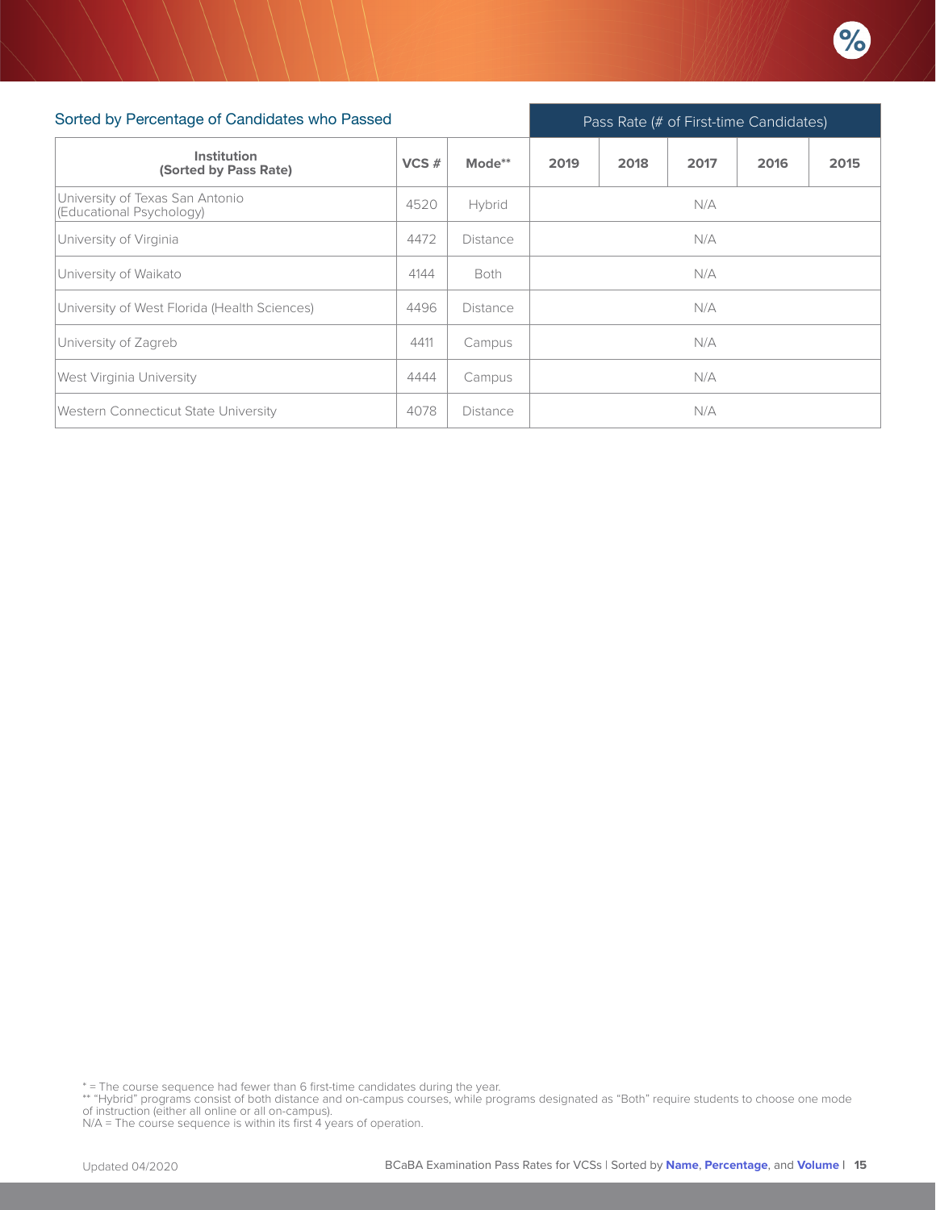## Sorted by Percentage of Candidates who Passed

| Institution (Sorted by Pass Rate) | VCS # | Mode** | Pass Rate (# of First-time Candidates) | | | | |
|---|---|---|---|---|---|---|---|
| | | | 2019 | 2018 | 2017 | 2016 | 2015 |
| University of Texas San Antonio (Educational Psychology) | 4520 | Hybrid | N/A | | | | |
| University of Virginia | 4472 | Distance | N/A | | | | |
| University of Waikato | 4144 | Both | N/A | | | | |
| University of West Florida (Health Sciences) | 4496 | Distance | N/A | | | | |
| University of Zagreb | 4411 | Campus | N/A | | | | |
| West Virginia University | 4444 | Campus | N/A | | | | |
| Western Connecticut State University | 4078 | Distance | N/A | | | | |

* = The course sequence had fewer than 6 first-time candidates during the year.
** "Hybrid" programs consist of both distance and on-campus courses, while programs designated as "Both" require students to choose one mode of instruction (either all online or all on-campus).
N/A = The course sequence is within its first 4 years of operation.

Updated 04/2020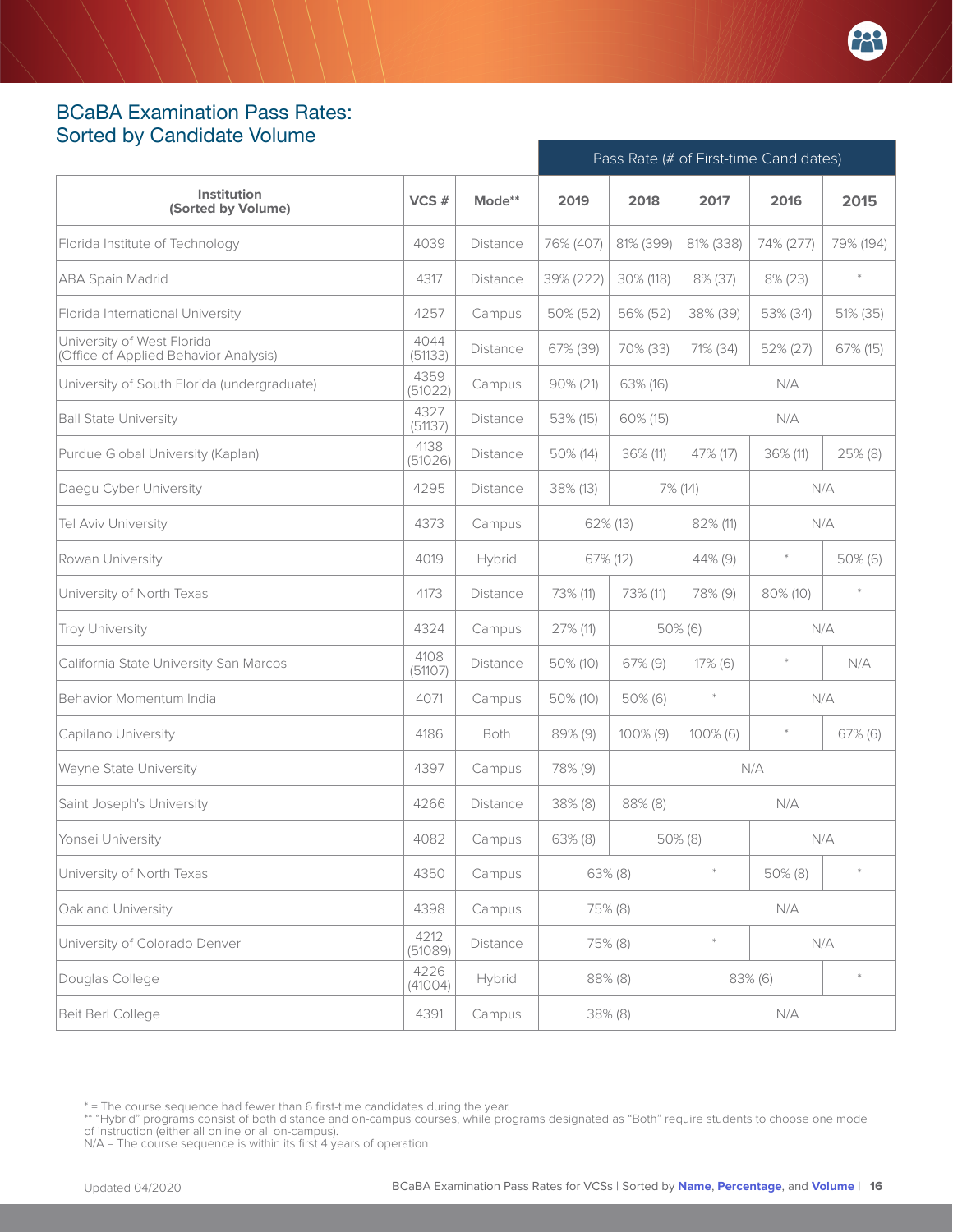## BCaBA Examination Pass Rates: Sorted by Candidate Volume

| Institution (Sorted by Volume) | VCS # | Mode** | Pass Rate (# of First-time Candidates) | | | | |
|---|---|---|---|---|---|---|---|
| | | | 2019 | 2018 | 2017 | 2016 | 2015 |
| Florida Institute of Technology | 4039 | Distance | 76% (407) | 81% (399) | 81% (338) | 74% (277) | 79% (194) |
| ABA Spain Madrid | 4317 | Distance | 39% (222) | 30% (118) | 8% (37) | 8% (23) | * |
| Florida International University | 4257 | Campus | 50% (52) | 56% (52) | 38% (39) | 53% (34) | 51% (35) |
| University of West Florida (Office of Applied Behavior Analysis) | 4044 (51133) | Distance | 67% (39) | 70% (33) | 71% (34) | 52% (27) | 67% (15) |
| University of South Florida (undergraduate) | 4359 (51022) | Campus | 90% (21) | 63% (16) | N/A | | |
| Ball State University | 4327 (51137) | Distance | 53% (15) | 60% (15) | N/A | | |
| Purdue Global University (Kaplan) | 4138 (51026) | Distance | 50% (14) | 36% (11) | 47% (17) | 36% (11) | 25% (8) |
| Daegu Cyber University | 4295 | Distance | 38% (13) | 7% (14) | | N/A | |
| Tel Aviv University | 4373 | Campus | 62% (13) | | 82% (11) | N/A | |
| Rowan University | 4019 | Hybrid | 67% (12) | | 44% (9) | * | 50% (6) |
| University of North Texas | 4173 | Distance | 73% (11) | 73% (11) | 78% (9) | 80% (10) | * |
| Troy University | 4324 | Campus | 27% (11) | 50% (6) | | N/A | |
| California State University San Marcos | 4108 (51107) | Distance | 50% (10) | 67% (9) | 17% (6) | * | N/A |
| Behavior Momentum India | 4071 | Campus | 50% (10) | 50% (6) | * | N/A | |
| Capilano University | 4186 | Both | 89% (9) | 100% (9) | 100% (6) | * | 67% (6) |
| Wayne State University | 4397 | Campus | 78% (9) | N/A | | | |
| Saint Joseph's University | 4266 | Distance | 38% (8) | 88% (8) | N/A | | |
| Yonsei University | 4082 | Campus | 63% (8) | 50% (8) | | N/A | |
| University of North Texas | 4350 | Campus | 63% (8) | | * | 50% (8) | * |
| Oakland University | 4398 | Campus | 75% (8) | | N/A | | |
| University of Colorado Denver | 4212 (51089) | Distance | 75% (8) | | * | N/A | |
| Douglas College | 4226 (41004) | Hybrid | 88% (8) | | 83% (6) | | * |
| Beit Berl College | 4391 | Campus | 38% (8) | | N/A | | |

* = The course sequence had fewer than 6 first-time candidates during the year.
** "Hybrid" programs consist of both distance and on-campus courses, while programs designated as "Both" require students to choose one mode of instruction (either all online or all on-campus).
N/A = The course sequence is within its first 4 years of operation.

Updated 04/2020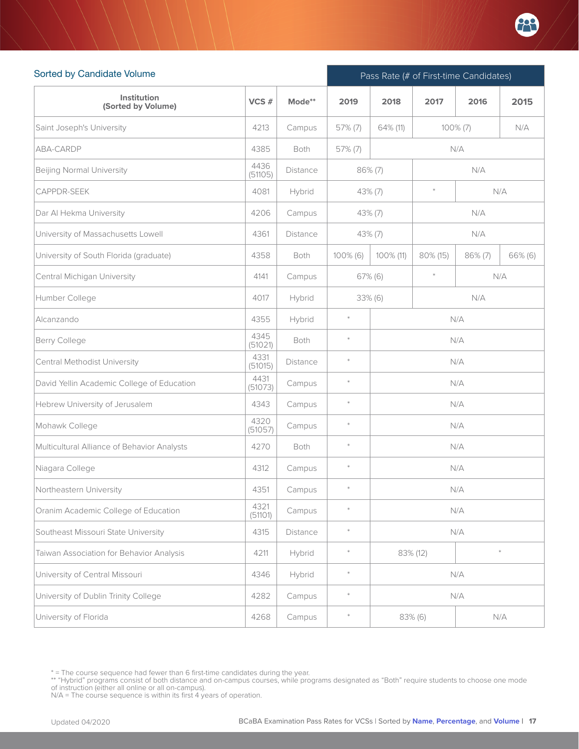## Sorted by Candidate Volume

| Institution (Sorted by Volume) | VCS # | Mode** | Pass Rate (# of First-time Candidates) | | | | |
|---|---|---|---|---|---|---|---|
| | | | 2019 | 2018 | 2017 | 2016 | 2015 |
| Saint Joseph's University | 4213 | Campus | 57% (7) | 64% (11) | 100% (7) | | N/A |
| ABA-CARDP | 4385 | Both | 57% (7) | N/A | | | |
| Beijing Normal University | 4436 (51105) | Distance | 86% (7) | | N/A | | |
| CAPPDR-SEEK | 4081 | Hybrid | 43% (7) | | * | N/A | |
| Dar Al Hekma University | 4206 | Campus | 43% (7) | | N/A | | |
| University of Massachusetts Lowell | 4361 | Distance | 43% (7) | | N/A | | |
| University of South Florida (graduate) | 4358 | Both | 100% (6) | 100% (11) | 80% (15) | 86% (7) | 66% (6) |
| Central Michigan University | 4141 | Campus | 67% (6) | | * | N/A | |
| Humber College | 4017 | Hybrid | 33% (6) | | N/A | | |
| Alcanzando | 4355 | Hybrid | * | N/A | | | |
| Berry College | 4345 (51021) | Both | * | N/A | | | |
| Central Methodist University | 4331 (51015) | Distance | * | N/A | | | |
| David Yellin Academic College of Education | 4431 (51073) | Campus | * | N/A | | | |
| Hebrew University of Jerusalem | 4343 | Campus | * | N/A | | | |
| Mohawk College | 4320 (51057) | Campus | * | N/A | | | |
| Multicultural Alliance of Behavior Analysts | 4270 | Both | * | N/A | | | |
| Niagara College | 4312 | Campus | * | N/A | | | |
| Northeastern University | 4351 | Campus | * | N/A | | | |
| Oranim Academic College of Education | 4321 (51101) | Campus | * | N/A | | | |
| Southeast Missouri State University | 4315 | Distance | * | N/A | | | |
| Taiwan Association for Behavior Analysis | 4211 | Hybrid | * | 83% (12) | | * | |
| University of Central Missouri | 4346 | Hybrid | * | N/A | | | |
| University of Dublin Trinity College | 4282 | Campus | * | N/A | | | |
| University of Florida | 4268 | Campus | * | 83% (6) | | N/A | |

* = The course sequence had fewer than 6 first-time candidates during the year.
** "Hybrid" programs consist of both distance and on-campus courses, while programs designated as "Both" require students to choose one mode of instruction (either all online or all on-campus).
N/A = The course sequence is within its first 4 years of operation.

Updated 04/2020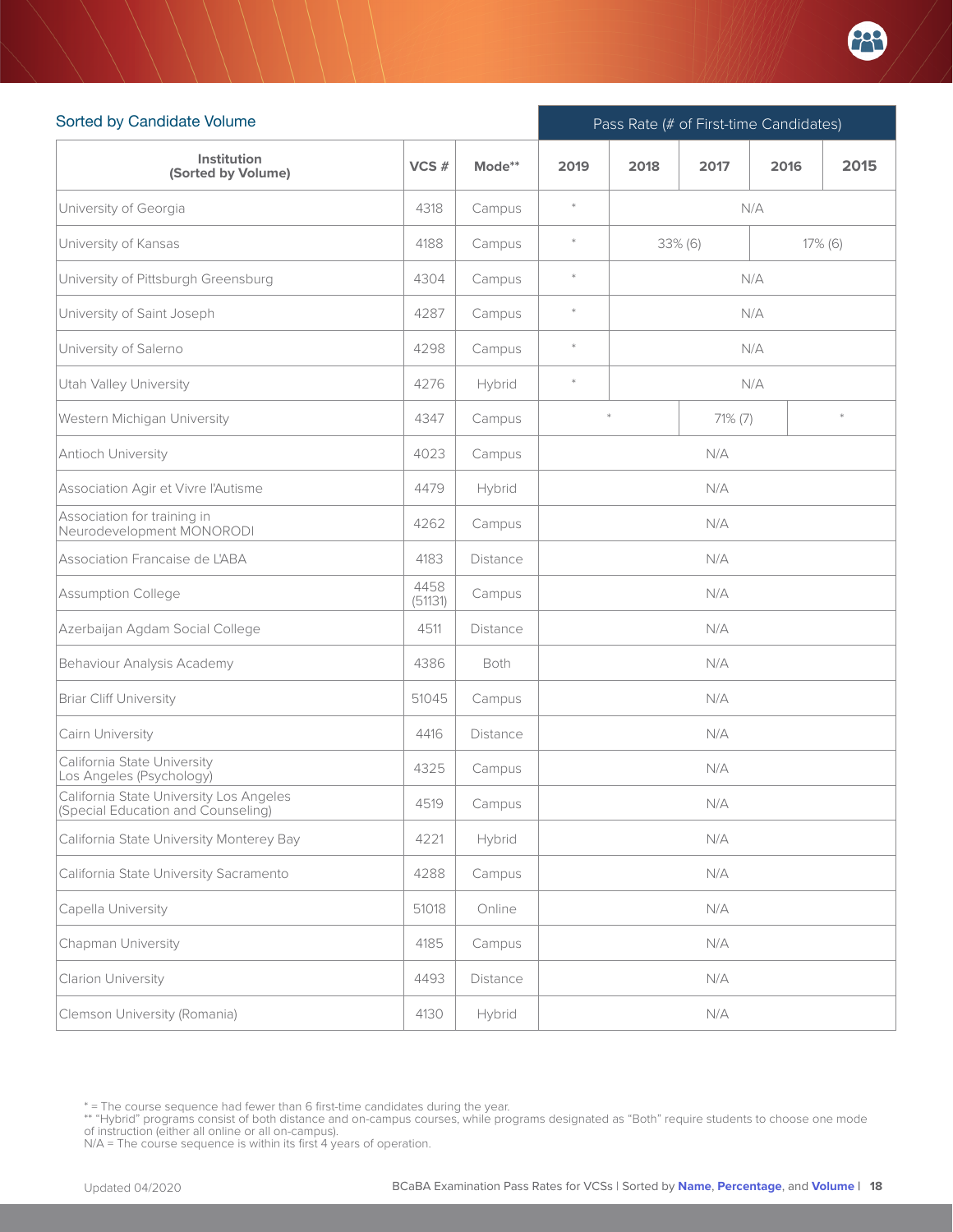## Sorted by Candidate Volume

| Institution (Sorted by Volume) | VCS # | Mode** | Pass Rate (# of First-time Candidates) 2019 | 2018 | 2017 | 2016 | 2015 |
|---|---|---|---|---|---|---|---|
| University of Georgia | 4318 | Campus | * | N/A | | | |
| University of Kansas | 4188 | Campus | * | 33% (6) | | 17% (6) | |
| University of Pittsburgh Greensburg | 4304 | Campus | * | N/A | | | |
| University of Saint Joseph | 4287 | Campus | * | N/A | | | |
| University of Salerno | 4298 | Campus | * | N/A | | | |
| Utah Valley University | 4276 | Hybrid | * | N/A | | | |
| Western Michigan University | 4347 | Campus | * | | 71% (7) | | * |
| Antioch University | 4023 | Campus | N/A | | | | |
| Association Agir et Vivre l'Autisme | 4479 | Hybrid | N/A | | | | |
| Association for training in Neurodevelopment MONORODI | 4262 | Campus | N/A | | | | |
| Association Francaise de L'ABA | 4183 | Distance | N/A | | | | |
| Assumption College | 4458 (51131) | Campus | N/A | | | | |
| Azerbaijan Agdam Social College | 4511 | Distance | N/A | | | | |
| Behaviour Analysis Academy | 4386 | Both | N/A | | | | |
| Briar Cliff University | 51045 | Campus | N/A | | | | |
| Cairn University | 4416 | Distance | N/A | | | | |
| California State University Los Angeles (Psychology) | 4325 | Campus | N/A | | | | |
| California State University Los Angeles (Special Education and Counseling) | 4519 | Campus | N/A | | | | |
| California State University Monterey Bay | 4221 | Hybrid | N/A | | | | |
| California State University Sacramento | 4288 | Campus | N/A | | | | |
| Capella University | 51018 | Online | N/A | | | | |
| Chapman University | 4185 | Campus | N/A | | | | |
| Clarion University | 4493 | Distance | N/A | | | | |
| Clemson University (Romania) | 4130 | Hybrid | N/A | | | | |

* = The course sequence had fewer than 6 first-time candidates during the year.
** "Hybrid" programs consist of both distance and on-campus courses, while programs designated as "Both" require students to choose one mode of instruction (either all online or all on-campus).
N/A = The course sequence is within its first 4 years of operation.

Updated 04/2020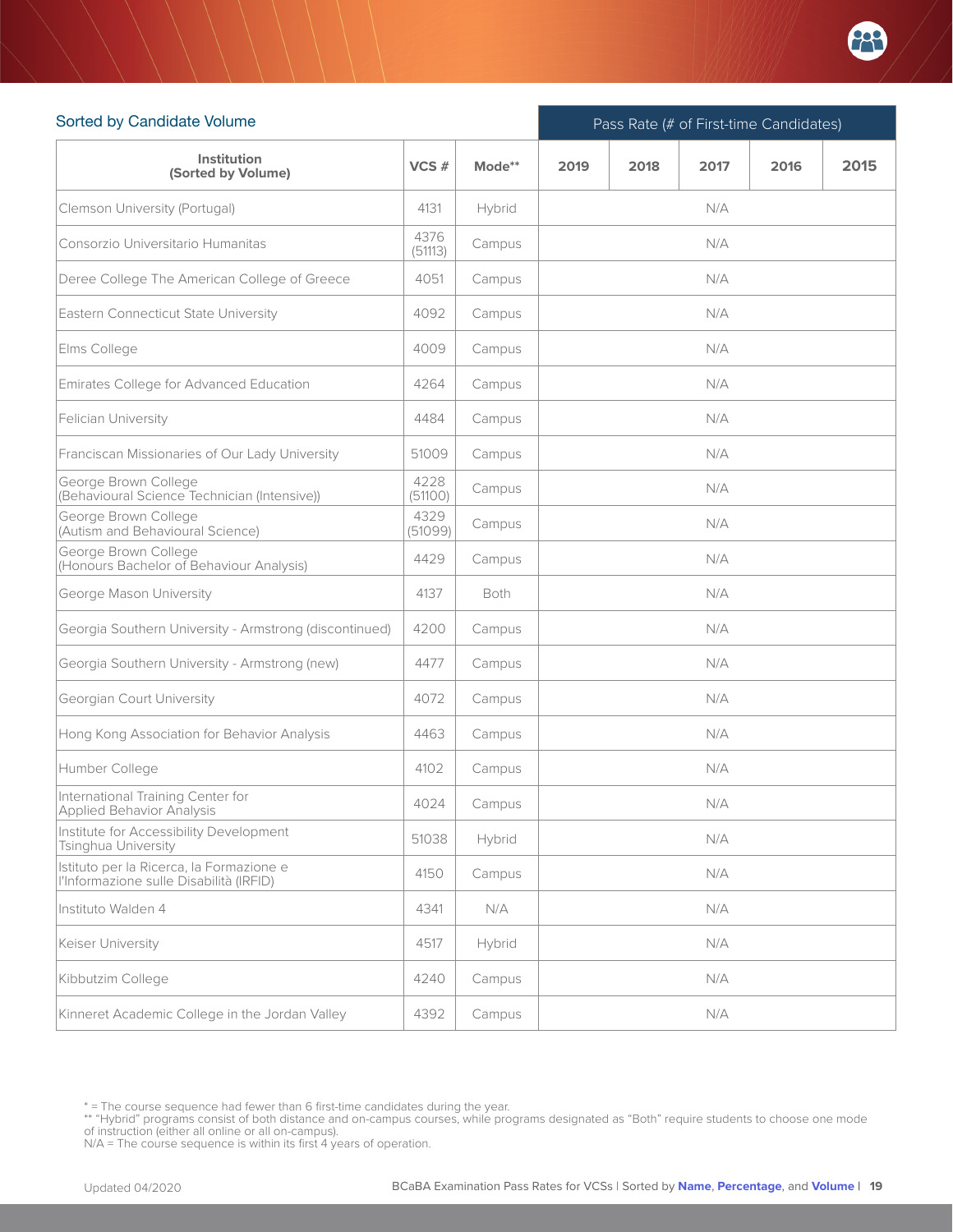Sorted by Candidate Volume

| Institution (Sorted by Volume) | VCS # | Mode** | Pass Rate (# of First-time Candidates) | | | | |
|---|---|---|---|---|---|---|---|
| | | | 2019 | 2018 | 2017 | 2016 | 2015 |
| Clemson University (Portugal) | 4131 | Hybrid | N/A | | | | |
| Consorzio Universitario Humanitas | 4376 (51113) | Campus | N/A | | | | |
| Deree College The American College of Greece | 4051 | Campus | N/A | | | | |
| Eastern Connecticut State University | 4092 | Campus | N/A | | | | |
| Elms College | 4009 | Campus | N/A | | | | |
| Emirates College for Advanced Education | 4264 | Campus | N/A | | | | |
| Felician University | 4484 | Campus | N/A | | | | |
| Franciscan Missionaries of Our Lady University | 51009 | Campus | N/A | | | | |
| George Brown College (Behavioural Science Technician (Intensive)) | 4228 (51100) | Campus | N/A | | | | |
| George Brown College (Autism and Behavioural Science) | 4329 (51099) | Campus | N/A | | | | |
| George Brown College (Honours Bachelor of Behaviour Analysis) | 4429 | Campus | N/A | | | | |
| George Mason University | 4137 | Both | N/A | | | | |
| Georgia Southern University - Armstrong (discontinued) | 4200 | Campus | N/A | | | | |
| Georgia Southern University - Armstrong (new) | 4477 | Campus | N/A | | | | |
| Georgian Court University | 4072 | Campus | N/A | | | | |
| Hong Kong Association for Behavior Analysis | 4463 | Campus | N/A | | | | |
| Humber College | 4102 | Campus | N/A | | | | |
| International Training Center for Applied Behavior Analysis | 4024 | Campus | N/A | | | | |
| Institute for Accessibility Development Tsinghua University | 51038 | Hybrid | N/A | | | | |
| Istituto per la Ricerca, la Formazione e l'Informazione sulle Disabilità (IRFID) | 4150 | Campus | N/A | | | | |
| Instituto Walden 4 | 4341 | N/A | N/A | | | | |
| Keiser University | 4517 | Hybrid | N/A | | | | |
| Kibbutzim College | 4240 | Campus | N/A | | | | |
| Kinneret Academic College in the Jordan Valley | 4392 | Campus | N/A | | | | |

* = The course sequence had fewer than 6 first-time candidates during the year.
** "Hybrid" programs consist of both distance and on-campus courses, while programs designated as "Both" require students to choose one mode of instruction (either all online or all on-campus).
N/A = The course sequence is within its first 4 years of operation.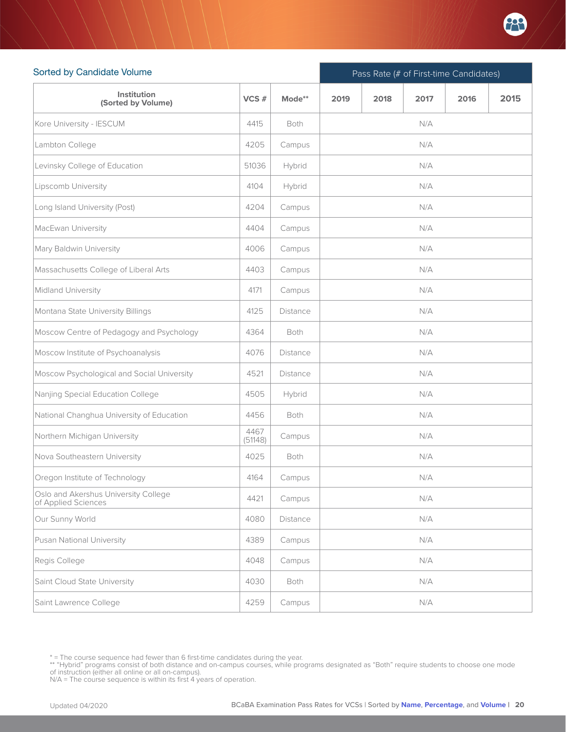## Sorted by Candidate Volume

| Institution (Sorted by Volume) | VCS # | Mode** | Pass Rate (# of First-time Candidates) 2019 | 2018 | 2017 | 2016 | 2015 |
|---|---|---|---|---|---|---|---|
| Kore University - IESCUM | 4415 | Both | | | N/A | | |
| Lambton College | 4205 | Campus | | | N/A | | |
| Levinsky College of Education | 51036 | Hybrid | | | N/A | | |
| Lipscomb University | 4104 | Hybrid | | | N/A | | |
| Long Island University (Post) | 4204 | Campus | | | N/A | | |
| MacEwan University | 4404 | Campus | | | N/A | | |
| Mary Baldwin University | 4006 | Campus | | | N/A | | |
| Massachusetts College of Liberal Arts | 4403 | Campus | | | N/A | | |
| Midland University | 4171 | Campus | | | N/A | | |
| Montana State University Billings | 4125 | Distance | | | N/A | | |
| Moscow Centre of Pedagogy and Psychology | 4364 | Both | | | N/A | | |
| Moscow Institute of Psychoanalysis | 4076 | Distance | | | N/A | | |
| Moscow Psychological and Social University | 4521 | Distance | | | N/A | | |
| Nanjing Special Education College | 4505 | Hybrid | | | N/A | | |
| National Changhua University of Education | 4456 | Both | | | N/A | | |
| Northern Michigan University | 4467 (51148) | Campus | | | N/A | | |
| Nova Southeastern University | 4025 | Both | | | N/A | | |
| Oregon Institute of Technology | 4164 | Campus | | | N/A | | |
| Oslo and Akershus University College of Applied Sciences | 4421 | Campus | | | N/A | | |
| Our Sunny World | 4080 | Distance | | | N/A | | |
| Pusan National University | 4389 | Campus | | | N/A | | |
| Regis College | 4048 | Campus | | | N/A | | |
| Saint Cloud State University | 4030 | Both | | | N/A | | |
| Saint Lawrence College | 4259 | Campus | | | N/A | | |

* = The course sequence had fewer than 6 first-time candidates during the year.
** "Hybrid" programs consist of both distance and on-campus courses, while programs designated as "Both" require students to choose one mode of instruction (either all online or all on-campus).
N/A = The course sequence is within its first 4 years of operation.

Updated 04/2020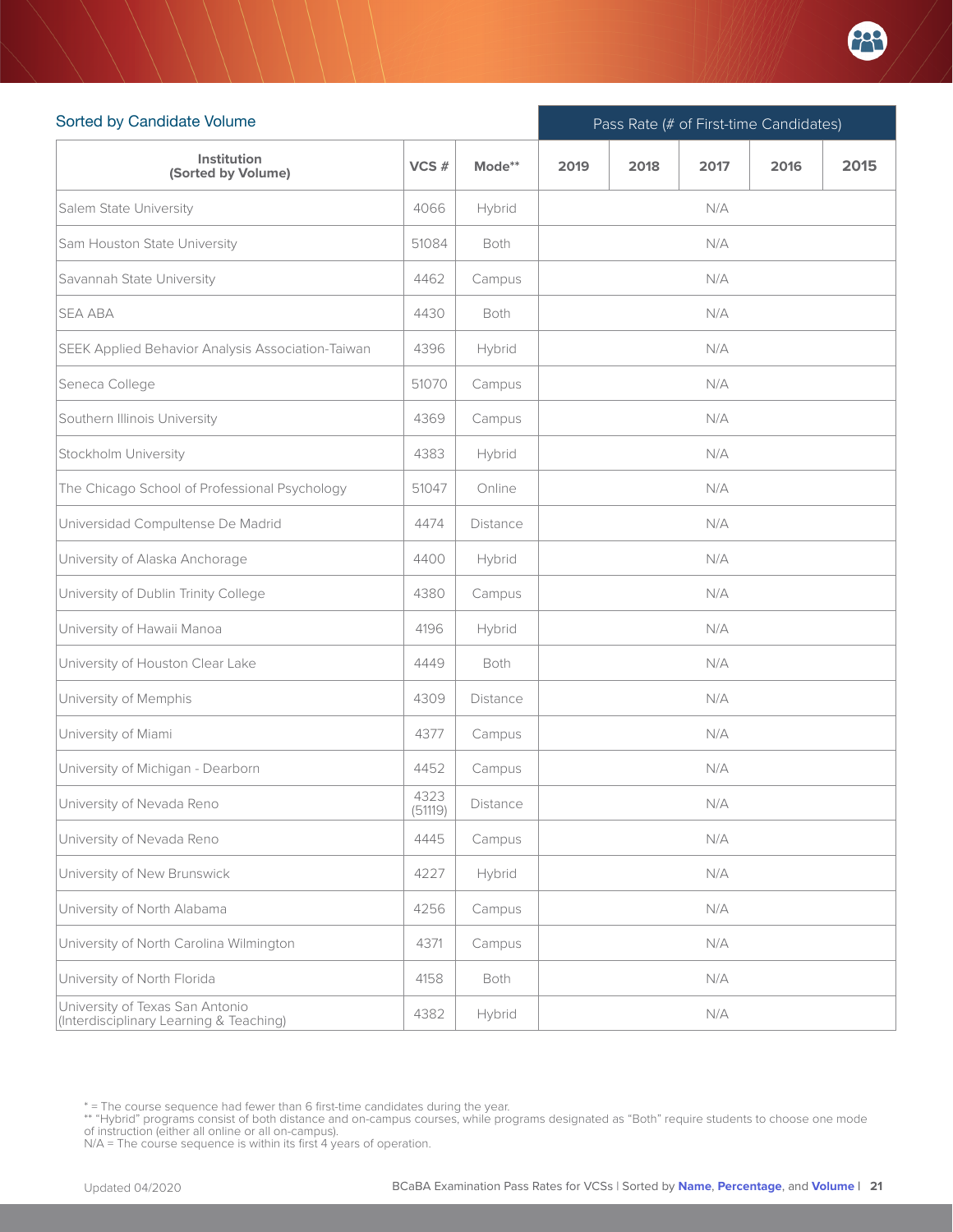## Sorted by Candidate Volume

| Institution (Sorted by Volume) | VCS # | Mode** | Pass Rate (# of First-time Candidates) 2019 | 2018 | 2017 | 2016 | 2015 |
|---|---|---|---|---|---|---|---|
| Salem State University | 4066 | Hybrid | | | N/A | | |
| Sam Houston State University | 51084 | Both | | | N/A | | |
| Savannah State University | 4462 | Campus | | | N/A | | |
| SEA ABA | 4430 | Both | | | N/A | | |
| SEEK Applied Behavior Analysis Association-Taiwan | 4396 | Hybrid | | | N/A | | |
| Seneca College | 51070 | Campus | | | N/A | | |
| Southern Illinois University | 4369 | Campus | | | N/A | | |
| Stockholm University | 4383 | Hybrid | | | N/A | | |
| The Chicago School of Professional Psychology | 51047 | Online | | | N/A | | |
| Universidad Compultense De Madrid | 4474 | Distance | | | N/A | | |
| University of Alaska Anchorage | 4400 | Hybrid | | | N/A | | |
| University of Dublin Trinity College | 4380 | Campus | | | N/A | | |
| University of Hawaii Manoa | 4196 | Hybrid | | | N/A | | |
| University of Houston Clear Lake | 4449 | Both | | | N/A | | |
| University of Memphis | 4309 | Distance | | | N/A | | |
| University of Miami | 4377 | Campus | | | N/A | | |
| University of Michigan - Dearborn | 4452 | Campus | | | N/A | | |
| University of Nevada Reno | 4323 (51119) | Distance | | | N/A | | |
| University of Nevada Reno | 4445 | Campus | | | N/A | | |
| University of New Brunswick | 4227 | Hybrid | | | N/A | | |
| University of North Alabama | 4256 | Campus | | | N/A | | |
| University of North Carolina Wilmington | 4371 | Campus | | | N/A | | |
| University of North Florida | 4158 | Both | | | N/A | | |
| University of Texas San Antonio (Interdisciplinary Learning & Teaching) | 4382 | Hybrid | | | N/A | | |

* = The course sequence had fewer than 6 first-time candidates during the year.
** "Hybrid" programs consist of both distance and on-campus courses, while programs designated as "Both" require students to choose one mode of instruction (either all online or all on-campus).
N/A = The course sequence is within its first 4 years of operation.

Updated 04/2020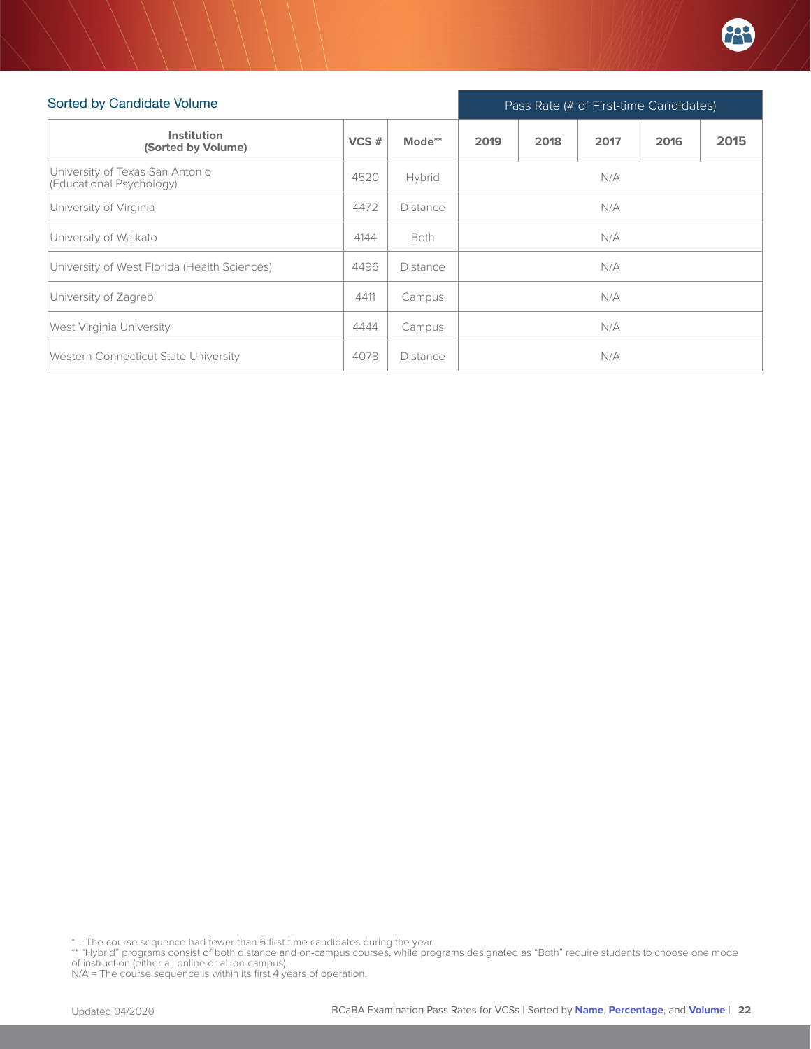## Sorted by Candidate Volume

| Institution (Sorted by Volume) | VCS # | Mode** | Pass Rate (# of First-time Candidates) 2019 | 2018 | 2017 | 2016 | 2015 |
|---|---|---|---|---|---|---|---|
| University of Texas San Antonio (Educational Psychology) | 4520 | Hybrid | N/A | | | | |
| University of Virginia | 4472 | Distance | N/A | | | | |
| University of Waikato | 4144 | Both | N/A | | | | |
| University of West Florida (Health Sciences) | 4496 | Distance | N/A | | | | |
| University of Zagreb | 4411 | Campus | N/A | | | | |
| West Virginia University | 4444 | Campus | N/A | | | | |
| Western Connecticut State University | 4078 | Distance | N/A | | | | |

* = The course sequence had fewer than 6 first-time candidates during the year.
** "Hybrid" programs consist of both distance and on-campus courses, while programs designated as "Both" require students to choose one mode of instruction (either all online or all on-campus).
N/A = The course sequence is within its first 4 years of operation.

Updated 04/2020